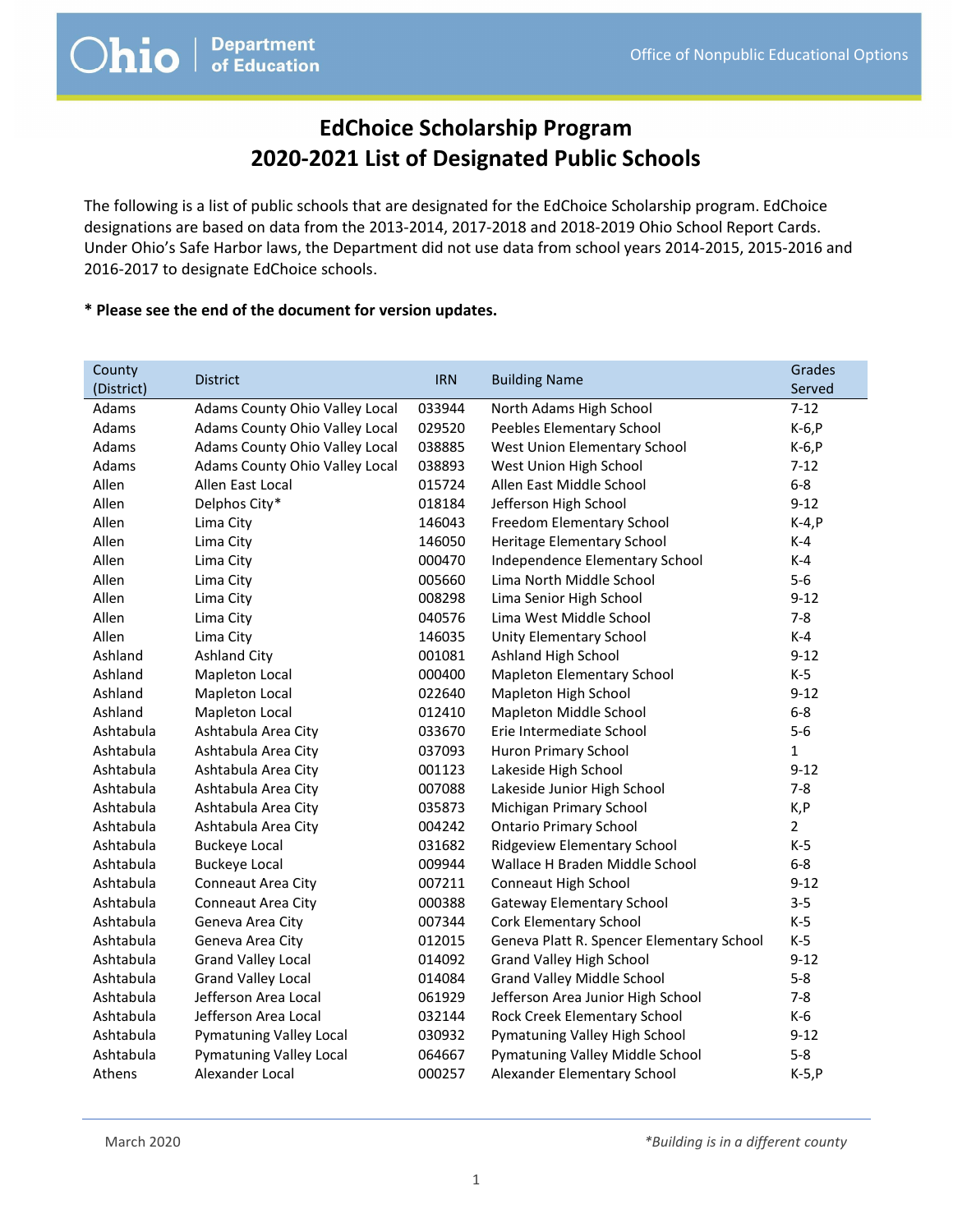Ohio | Department of Education

Office of Nonpublic Educational Options

# EdChoice Scholarship Program
# 2020-2021 List of Designated Public Schools

The following is a list of public schools that are designated for the EdChoice Scholarship program. EdChoice designations are based on data from the 2013-2014, 2017-2018 and 2018-2019 Ohio School Report Cards. Under Ohio's Safe Harbor laws, the Department did not use data from school years 2014-2015, 2015-2016 and 2016-2017 to designate EdChoice schools.

**\* Please see the end of the document for version updates.**

| County (District) | District | IRN | Building Name | Grades Served |
|---|---|---|---|---|
| Adams | Adams County Ohio Valley Local | 033944 | North Adams High School | 7-12 |
| Adams | Adams County Ohio Valley Local | 029520 | Peebles Elementary School | K-6,P |
| Adams | Adams County Ohio Valley Local | 038885 | West Union Elementary School | K-6,P |
| Adams | Adams County Ohio Valley Local | 038893 | West Union High School | 7-12 |
| Allen | Allen East Local | 015724 | Allen East Middle School | 6-8 |
| Allen | Delphos City* | 018184 | Jefferson High School | 9-12 |
| Allen | Lima City | 146043 | Freedom Elementary School | K-4,P |
| Allen | Lima City | 146050 | Heritage Elementary School | K-4 |
| Allen | Lima City | 000470 | Independence Elementary School | K-4 |
| Allen | Lima City | 005660 | Lima North Middle School | 5-6 |
| Allen | Lima City | 008298 | Lima Senior High School | 9-12 |
| Allen | Lima City | 040576 | Lima West Middle School | 7-8 |
| Allen | Lima City | 146035 | Unity Elementary School | K-4 |
| Ashland | Ashland City | 001081 | Ashland High School | 9-12 |
| Ashland | Mapleton Local | 000400 | Mapleton Elementary School | K-5 |
| Ashland | Mapleton Local | 022640 | Mapleton High School | 9-12 |
| Ashland | Mapleton Local | 012410 | Mapleton Middle School | 6-8 |
| Ashtabula | Ashtabula Area City | 033670 | Erie Intermediate School | 5-6 |
| Ashtabula | Ashtabula Area City | 037093 | Huron Primary School | 1 |
| Ashtabula | Ashtabula Area City | 001123 | Lakeside High School | 9-12 |
| Ashtabula | Ashtabula Area City | 007088 | Lakeside Junior High School | 7-8 |
| Ashtabula | Ashtabula Area City | 035873 | Michigan Primary School | K,P |
| Ashtabula | Ashtabula Area City | 004242 | Ontario Primary School | 2 |
| Ashtabula | Buckeye Local | 031682 | Ridgeview Elementary School | K-5 |
| Ashtabula | Buckeye Local | 009944 | Wallace H Braden Middle School | 6-8 |
| Ashtabula | Conneaut Area City | 007211 | Conneaut High School | 9-12 |
| Ashtabula | Conneaut Area City | 000388 | Gateway Elementary School | 3-5 |
| Ashtabula | Geneva Area City | 007344 | Cork Elementary School | K-5 |
| Ashtabula | Geneva Area City | 012015 | Geneva Platt R. Spencer Elementary School | K-5 |
| Ashtabula | Grand Valley Local | 014092 | Grand Valley High School | 9-12 |
| Ashtabula | Grand Valley Local | 014084 | Grand Valley Middle School | 5-8 |
| Ashtabula | Jefferson Area Local | 061929 | Jefferson Area Junior High School | 7-8 |
| Ashtabula | Jefferson Area Local | 032144 | Rock Creek Elementary School | K-6 |
| Ashtabula | Pymatuning Valley Local | 030932 | Pymatuning Valley High School | 9-12 |
| Ashtabula | Pymatuning Valley Local | 064667 | Pymatuning Valley Middle School | 5-8 |
| Athens | Alexander Local | 000257 | Alexander Elementary School | K-5,P |

March 2020

*\*Building is in a different county*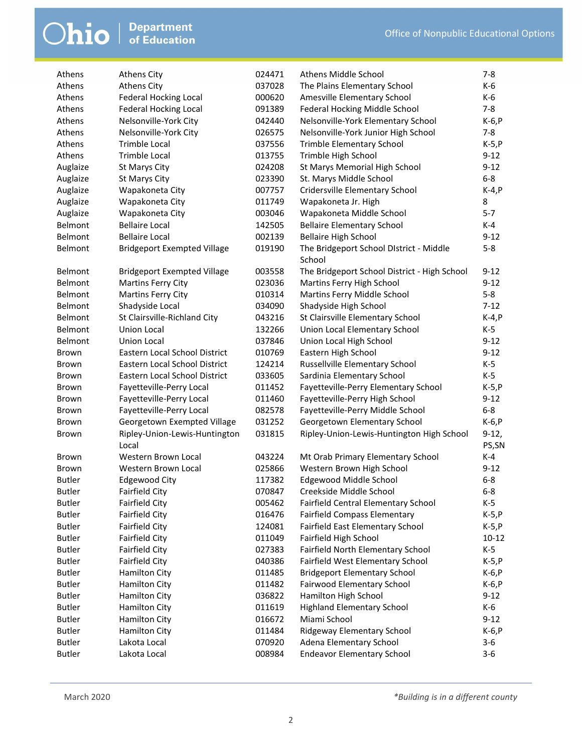| | | | | |
|---|---|---|---|---|
| Athens | Athens City | 024471 | Athens Middle School | 7-8 |
| Athens | Athens City | 037028 | The Plains Elementary School | K-6 |
| Athens | Federal Hocking Local | 000620 | Amesville Elementary School | K-6 |
| Athens | Federal Hocking Local | 091389 | Federal Hocking Middle School | 7-8 |
| Athens | Nelsonville-York City | 042440 | Nelsonville-York Elementary School | K-6,P |
| Athens | Nelsonville-York City | 026575 | Nelsonville-York Junior High School | 7-8 |
| Athens | Trimble Local | 037556 | Trimble Elementary School | K-5,P |
| Athens | Trimble Local | 013755 | Trimble High School | 9-12 |
| Auglaize | St Marys City | 024208 | St Marys Memorial High School | 9-12 |
| Auglaize | St Marys City | 023390 | St. Marys Middle School | 6-8 |
| Auglaize | Wapakoneta City | 007757 | Cridersville Elementary School | K-4,P |
| Auglaize | Wapakoneta City | 011749 | Wapakoneta Jr. High | 8 |
| Auglaize | Wapakoneta City | 003046 | Wapakoneta Middle School | 5-7 |
| Belmont | Bellaire Local | 142505 | Bellaire Elementary School | K-4 |
| Belmont | Bellaire Local | 002139 | Bellaire High School | 9-12 |
| Belmont | Bridgeport Exempted Village | 019190 | The Bridgeport School DIstrict - Middle School | 5-8 |
| Belmont | Bridgeport Exempted Village | 003558 | The Bridgeport School District - High School | 9-12 |
| Belmont | Martins Ferry City | 023036 | Martins Ferry High School | 9-12 |
| Belmont | Martins Ferry City | 010314 | Martins Ferry Middle School | 5-8 |
| Belmont | Shadyside Local | 034090 | Shadyside High School | 7-12 |
| Belmont | St Clairsville-Richland City | 043216 | St Clairsville Elementary School | K-4,P |
| Belmont | Union Local | 132266 | Union Local Elementary School | K-5 |
| Belmont | Union Local | 037846 | Union Local High School | 9-12 |
| Brown | Eastern Local School District | 010769 | Eastern High School | 9-12 |
| Brown | Eastern Local School District | 124214 | Russellville Elementary School | K-5 |
| Brown | Eastern Local School District | 033605 | Sardinia Elementary School | K-5 |
| Brown | Fayetteville-Perry Local | 011452 | Fayetteville-Perry Elementary School | K-5,P |
| Brown | Fayetteville-Perry Local | 011460 | Fayetteville-Perry High School | 9-12 |
| Brown | Fayetteville-Perry Local | 082578 | Fayetteville-Perry Middle School | 6-8 |
| Brown | Georgetown Exempted Village | 031252 | Georgetown Elementary School | K-6,P |
| Brown | Ripley-Union-Lewis-Huntington Local | 031815 | Ripley-Union-Lewis-Huntington High School | 9-12, PS,SN |
| Brown | Western Brown Local | 043224 | Mt Orab Primary Elementary School | K-4 |
| Brown | Western Brown Local | 025866 | Western Brown High School | 9-12 |
| Butler | Edgewood City | 117382 | Edgewood Middle School | 6-8 |
| Butler | Fairfield City | 070847 | Creekside Middle School | 6-8 |
| Butler | Fairfield City | 005462 | Fairfield Central Elementary School | K-5 |
| Butler | Fairfield City | 016476 | Fairfield Compass Elementary | K-5,P |
| Butler | Fairfield City | 124081 | Fairfield East Elementary School | K-5,P |
| Butler | Fairfield City | 011049 | Fairfield High School | 10-12 |
| Butler | Fairfield City | 027383 | Fairfield North Elementary School | K-5 |
| Butler | Fairfield City | 040386 | Fairfield West Elementary School | K-5,P |
| Butler | Hamilton City | 011485 | Bridgeport Elementary School | K-6,P |
| Butler | Hamilton City | 011482 | Fairwood Elementary School | K-6,P |
| Butler | Hamilton City | 036822 | Hamilton High School | 9-12 |
| Butler | Hamilton City | 011619 | Highland Elementary School | K-6 |
| Butler | Hamilton City | 016672 | Miami School | 9-12 |
| Butler | Hamilton City | 011484 | Ridgeway Elementary School | K-6,P |
| Butler | Lakota Local | 070920 | Adena Elementary School | 3-6 |
| Butler | Lakota Local | 008984 | Endeavor Elementary School | 3-6 |

March 2020

*Building is in a different county*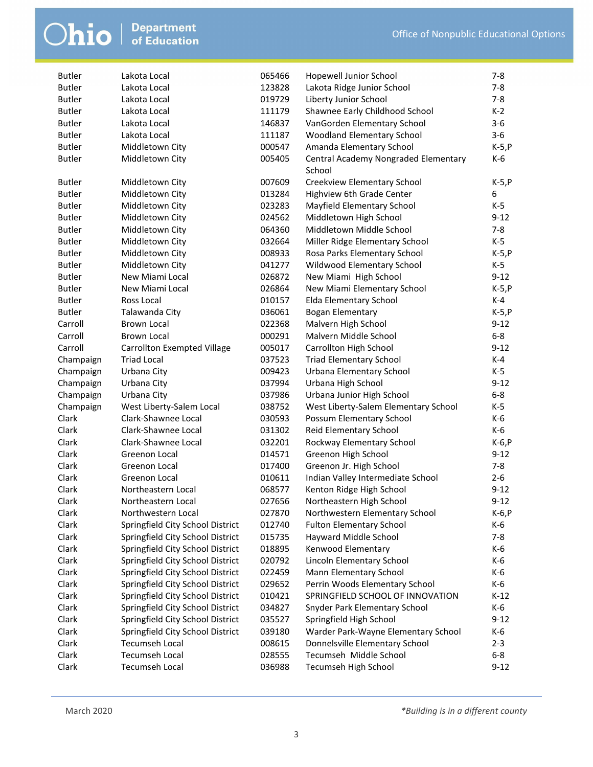| | | | | |
|---|---|---|---|---|
| Butler | Lakota Local | 065466 | Hopewell Junior School | 7-8 |
| Butler | Lakota Local | 123828 | Lakota Ridge Junior School | 7-8 |
| Butler | Lakota Local | 019729 | Liberty Junior School | 7-8 |
| Butler | Lakota Local | 111179 | Shawnee Early Childhood School | K-2 |
| Butler | Lakota Local | 146837 | VanGorden Elementary School | 3-6 |
| Butler | Lakota Local | 111187 | Woodland Elementary School | 3-6 |
| Butler | Middletown City | 000547 | Amanda Elementary School | K-5,P |
| Butler | Middletown City | 005405 | Central Academy Nongraded Elementary School | K-6 |
| Butler | Middletown City | 007609 | Creekview Elementary School | K-5,P |
| Butler | Middletown City | 013284 | Highview 6th Grade Center | 6 |
| Butler | Middletown City | 023283 | Mayfield Elementary School | K-5 |
| Butler | Middletown City | 024562 | Middletown High School | 9-12 |
| Butler | Middletown City | 064360 | Middletown Middle School | 7-8 |
| Butler | Middletown City | 032664 | Miller Ridge Elementary School | K-5 |
| Butler | Middletown City | 008933 | Rosa Parks Elementary School | K-5,P |
| Butler | Middletown City | 041277 | Wildwood Elementary School | K-5 |
| Butler | New Miami Local | 026872 | New Miami High School | 9-12 |
| Butler | New Miami Local | 026864 | New Miami Elementary School | K-5,P |
| Butler | Ross Local | 010157 | Elda Elementary School | K-4 |
| Butler | Talawanda City | 036061 | Bogan Elementary | K-5,P |
| Carroll | Brown Local | 022368 | Malvern High School | 9-12 |
| Carroll | Brown Local | 000291 | Malvern Middle School | 6-8 |
| Carroll | Carrollton Exempted Village | 005017 | Carrollton High School | 9-12 |
| Champaign | Triad Local | 037523 | Triad Elementary School | K-4 |
| Champaign | Urbana City | 009423 | Urbana Elementary School | K-5 |
| Champaign | Urbana City | 037994 | Urbana High School | 9-12 |
| Champaign | Urbana City | 037986 | Urbana Junior High School | 6-8 |
| Champaign | West Liberty-Salem Local | 038752 | West Liberty-Salem Elementary School | K-5 |
| Clark | Clark-Shawnee Local | 030593 | Possum Elementary School | K-6 |
| Clark | Clark-Shawnee Local | 031302 | Reid Elementary School | K-6 |
| Clark | Clark-Shawnee Local | 032201 | Rockway Elementary School | K-6,P |
| Clark | Greenon Local | 014571 | Greenon High School | 9-12 |
| Clark | Greenon Local | 017400 | Greenon Jr. High School | 7-8 |
| Clark | Greenon Local | 010611 | Indian Valley Intermediate School | 2-6 |
| Clark | Northeastern Local | 068577 | Kenton Ridge High School | 9-12 |
| Clark | Northeastern Local | 027656 | Northeastern High School | 9-12 |
| Clark | Northwestern Local | 027870 | Northwestern Elementary School | K-6,P |
| Clark | Springfield City School District | 012740 | Fulton Elementary School | K-6 |
| Clark | Springfield City School District | 015735 | Hayward Middle School | 7-8 |
| Clark | Springfield City School District | 018895 | Kenwood Elementary | K-6 |
| Clark | Springfield City School District | 020792 | Lincoln Elementary School | K-6 |
| Clark | Springfield City School District | 022459 | Mann Elementary School | K-6 |
| Clark | Springfield City School District | 029652 | Perrin Woods Elementary School | K-6 |
| Clark | Springfield City School District | 010421 | SPRINGFIELD SCHOOL OF INNOVATION | K-12 |
| Clark | Springfield City School District | 034827 | Snyder Park Elementary School | K-6 |
| Clark | Springfield City School District | 035527 | Springfield High School | 9-12 |
| Clark | Springfield City School District | 039180 | Warder Park-Wayne Elementary School | K-6 |
| Clark | Tecumseh Local | 008615 | Donnelsville Elementary School | 2-3 |
| Clark | Tecumseh Local | 028555 | Tecumseh Middle School | 6-8 |
| Clark | Tecumseh Local | 036988 | Tecumseh High School | 9-12 |

March 2020

*Building is in a different county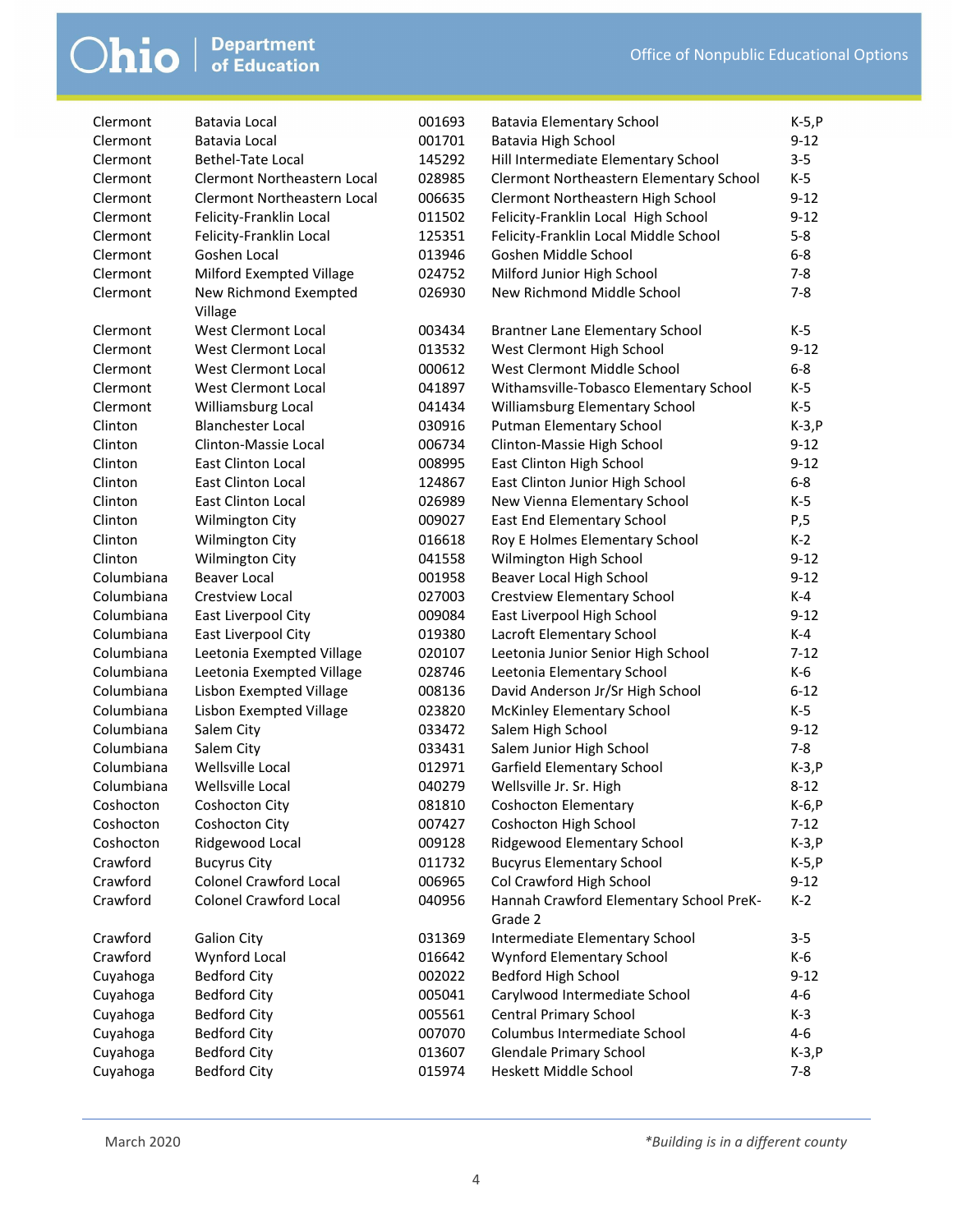| | | | | |
|---|---|---|---|---|
| Clermont | Batavia Local | 001693 | Batavia Elementary School | K-5,P |
| Clermont | Batavia Local | 001701 | Batavia High School | 9-12 |
| Clermont | Bethel-Tate Local | 145292 | Hill Intermediate Elementary School | 3-5 |
| Clermont | Clermont Northeastern Local | 028985 | Clermont Northeastern Elementary School | K-5 |
| Clermont | Clermont Northeastern Local | 006635 | Clermont Northeastern High School | 9-12 |
| Clermont | Felicity-Franklin Local | 011502 | Felicity-Franklin Local High School | 9-12 |
| Clermont | Felicity-Franklin Local | 125351 | Felicity-Franklin Local Middle School | 5-8 |
| Clermont | Goshen Local | 013946 | Goshen Middle School | 6-8 |
| Clermont | Milford Exempted Village | 024752 | Milford Junior High School | 7-8 |
| Clermont | New Richmond Exempted Village | 026930 | New Richmond Middle School | 7-8 |
| Clermont | West Clermont Local | 003434 | Brantner Lane Elementary School | K-5 |
| Clermont | West Clermont Local | 013532 | West Clermont High School | 9-12 |
| Clermont | West Clermont Local | 000612 | West Clermont Middle School | 6-8 |
| Clermont | West Clermont Local | 041897 | Withamsville-Tobasco Elementary School | K-5 |
| Clermont | Williamsburg Local | 041434 | Williamsburg Elementary School | K-5 |
| Clinton | Blanchester Local | 030916 | Putman Elementary School | K-3,P |
| Clinton | Clinton-Massie Local | 006734 | Clinton-Massie High School | 9-12 |
| Clinton | East Clinton Local | 008995 | East Clinton High School | 9-12 |
| Clinton | East Clinton Local | 124867 | East Clinton Junior High School | 6-8 |
| Clinton | East Clinton Local | 026989 | New Vienna Elementary School | K-5 |
| Clinton | Wilmington City | 009027 | East End Elementary School | P,5 |
| Clinton | Wilmington City | 016618 | Roy E Holmes Elementary School | K-2 |
| Clinton | Wilmington City | 041558 | Wilmington High School | 9-12 |
| Columbiana | Beaver Local | 001958 | Beaver Local High School | 9-12 |
| Columbiana | Crestview Local | 027003 | Crestview Elementary School | K-4 |
| Columbiana | East Liverpool City | 009084 | East Liverpool High School | 9-12 |
| Columbiana | East Liverpool City | 019380 | Lacroft Elementary School | K-4 |
| Columbiana | Leetonia Exempted Village | 020107 | Leetonia Junior Senior High School | 7-12 |
| Columbiana | Leetonia Exempted Village | 028746 | Leetonia Elementary School | K-6 |
| Columbiana | Lisbon Exempted Village | 008136 | David Anderson Jr/Sr High School | 6-12 |
| Columbiana | Lisbon Exempted Village | 023820 | McKinley Elementary School | K-5 |
| Columbiana | Salem City | 033472 | Salem High School | 9-12 |
| Columbiana | Salem City | 033431 | Salem Junior High School | 7-8 |
| Columbiana | Wellsville Local | 012971 | Garfield Elementary School | K-3,P |
| Columbiana | Wellsville Local | 040279 | Wellsville Jr. Sr. High | 8-12 |
| Coshocton | Coshocton City | 081810 | Coshocton Elementary | K-6,P |
| Coshocton | Coshocton City | 007427 | Coshocton High School | 7-12 |
| Coshocton | Ridgewood Local | 009128 | Ridgewood Elementary School | K-3,P |
| Crawford | Bucyrus City | 011732 | Bucyrus Elementary School | K-5,P |
| Crawford | Colonel Crawford Local | 006965 | Col Crawford High School | 9-12 |
| Crawford | Colonel Crawford Local | 040956 | Hannah Crawford Elementary School PreK-Grade 2 | K-2 |
| Crawford | Galion City | 031369 | Intermediate Elementary School | 3-5 |
| Crawford | Wynford Local | 016642 | Wynford Elementary School | K-6 |
| Cuyahoga | Bedford City | 002022 | Bedford High School | 9-12 |
| Cuyahoga | Bedford City | 005041 | Carylwood Intermediate School | 4-6 |
| Cuyahoga | Bedford City | 005561 | Central Primary School | K-3 |
| Cuyahoga | Bedford City | 007070 | Columbus Intermediate School | 4-6 |
| Cuyahoga | Bedford City | 013607 | Glendale Primary School | K-3,P |
| Cuyahoga | Bedford City | 015974 | Heskett Middle School | 7-8 |

March 2020

*Building is in a different county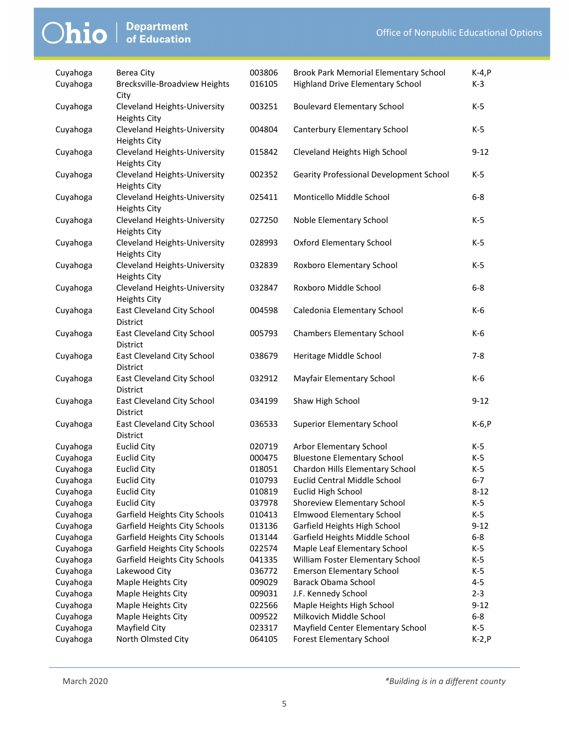| | | | | |
|---|---|---|---|---|
| Cuyahoga | Berea City | 003806 | Brook Park Memorial Elementary School | K-4,P |
| Cuyahoga | Brecksville-Broadview Heights City | 016105 | Highland Drive Elementary School | K-3 |
| Cuyahoga | Cleveland Heights-University Heights City | 003251 | Boulevard Elementary School | K-5 |
| Cuyahoga | Cleveland Heights-University Heights City | 004804 | Canterbury Elementary School | K-5 |
| Cuyahoga | Cleveland Heights-University Heights City | 015842 | Cleveland Heights High School | 9-12 |
| Cuyahoga | Cleveland Heights-University Heights City | 002352 | Gearity Professional Development School | K-5 |
| Cuyahoga | Cleveland Heights-University Heights City | 025411 | Monticello Middle School | 6-8 |
| Cuyahoga | Cleveland Heights-University Heights City | 027250 | Noble Elementary School | K-5 |
| Cuyahoga | Cleveland Heights-University Heights City | 028993 | Oxford Elementary School | K-5 |
| Cuyahoga | Cleveland Heights-University Heights City | 032839 | Roxboro Elementary School | K-5 |
| Cuyahoga | Cleveland Heights-University Heights City | 032847 | Roxboro Middle School | 6-8 |
| Cuyahoga | East Cleveland City School District | 004598 | Caledonia Elementary School | K-6 |
| Cuyahoga | East Cleveland City School District | 005793 | Chambers Elementary School | K-6 |
| Cuyahoga | East Cleveland City School District | 038679 | Heritage Middle School | 7-8 |
| Cuyahoga | East Cleveland City School District | 032912 | Mayfair Elementary School | K-6 |
| Cuyahoga | East Cleveland City School District | 034199 | Shaw High School | 9-12 |
| Cuyahoga | East Cleveland City School District | 036533 | Superior Elementary School | K-6,P |
| Cuyahoga | Euclid City | 020719 | Arbor Elementary School | K-5 |
| Cuyahoga | Euclid City | 000475 | Bluestone Elementary School | K-5 |
| Cuyahoga | Euclid City | 018051 | Chardon Hills Elementary School | K-5 |
| Cuyahoga | Euclid City | 010793 | Euclid Central Middle School | 6-7 |
| Cuyahoga | Euclid City | 010819 | Euclid High School | 8-12 |
| Cuyahoga | Euclid City | 037978 | Shoreview Elementary School | K-5 |
| Cuyahoga | Garfield Heights City Schools | 010413 | Elmwood Elementary School | K-5 |
| Cuyahoga | Garfield Heights City Schools | 013136 | Garfield Heights High School | 9-12 |
| Cuyahoga | Garfield Heights City Schools | 013144 | Garfield Heights Middle School | 6-8 |
| Cuyahoga | Garfield Heights City Schools | 022574 | Maple Leaf Elementary School | K-5 |
| Cuyahoga | Garfield Heights City Schools | 041335 | William Foster Elementary School | K-5 |
| Cuyahoga | Lakewood City | 036772 | Emerson Elementary School | K-5 |
| Cuyahoga | Maple Heights City | 009029 | Barack Obama School | 4-5 |
| Cuyahoga | Maple Heights City | 009031 | J.F. Kennedy School | 2-3 |
| Cuyahoga | Maple Heights City | 022566 | Maple Heights High School | 9-12 |
| Cuyahoga | Maple Heights City | 009522 | Milkovich Middle School | 6-8 |
| Cuyahoga | Mayfield City | 023317 | Mayfield Center Elementary School | K-5 |
| Cuyahoga | North Olmsted City | 064105 | Forest Elementary School | K-2,P |

March 2020

*Building is in a different county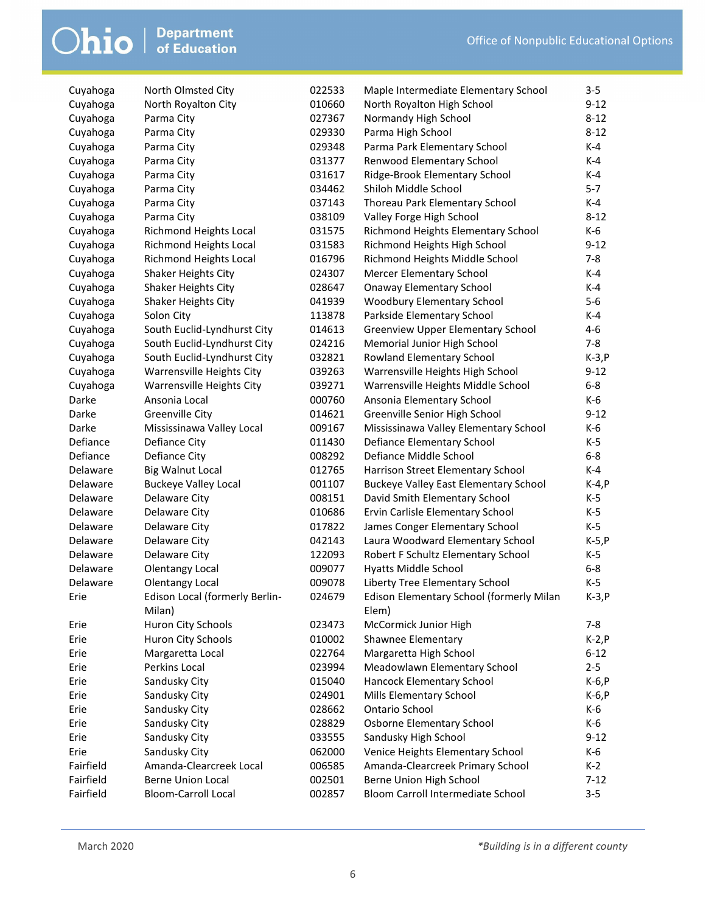| | | | | |
|---|---|---|---|---|
| Cuyahoga | North Olmsted City | 022533 | Maple Intermediate Elementary School | 3-5 |
| Cuyahoga | North Royalton City | 010660 | North Royalton High School | 9-12 |
| Cuyahoga | Parma City | 027367 | Normandy High School | 8-12 |
| Cuyahoga | Parma City | 029330 | Parma High School | 8-12 |
| Cuyahoga | Parma City | 029348 | Parma Park Elementary School | K-4 |
| Cuyahoga | Parma City | 031377 | Renwood Elementary School | K-4 |
| Cuyahoga | Parma City | 031617 | Ridge-Brook Elementary School | K-4 |
| Cuyahoga | Parma City | 034462 | Shiloh Middle School | 5-7 |
| Cuyahoga | Parma City | 037143 | Thoreau Park Elementary School | K-4 |
| Cuyahoga | Parma City | 038109 | Valley Forge High School | 8-12 |
| Cuyahoga | Richmond Heights Local | 031575 | Richmond Heights Elementary School | K-6 |
| Cuyahoga | Richmond Heights Local | 031583 | Richmond Heights High School | 9-12 |
| Cuyahoga | Richmond Heights Local | 016796 | Richmond Heights Middle School | 7-8 |
| Cuyahoga | Shaker Heights City | 024307 | Mercer Elementary School | K-4 |
| Cuyahoga | Shaker Heights City | 028647 | Onaway Elementary School | K-4 |
| Cuyahoga | Shaker Heights City | 041939 | Woodbury Elementary School | 5-6 |
| Cuyahoga | Solon City | 113878 | Parkside Elementary School | K-4 |
| Cuyahoga | South Euclid-Lyndhurst City | 014613 | Greenview Upper Elementary School | 4-6 |
| Cuyahoga | South Euclid-Lyndhurst City | 024216 | Memorial Junior High School | 7-8 |
| Cuyahoga | South Euclid-Lyndhurst City | 032821 | Rowland Elementary School | K-3,P |
| Cuyahoga | Warrensville Heights City | 039263 | Warrensville Heights High School | 9-12 |
| Cuyahoga | Warrensville Heights City | 039271 | Warrensville Heights Middle School | 6-8 |
| Darke | Ansonia Local | 000760 | Ansonia Elementary School | K-6 |
| Darke | Greenville City | 014621 | Greenville Senior High School | 9-12 |
| Darke | Mississinawa Valley Local | 009167 | Mississinawa Valley Elementary School | K-6 |
| Defiance | Defiance City | 011430 | Defiance Elementary School | K-5 |
| Defiance | Defiance City | 008292 | Defiance Middle School | 6-8 |
| Delaware | Big Walnut Local | 012765 | Harrison Street Elementary School | K-4 |
| Delaware | Buckeye Valley Local | 001107 | Buckeye Valley East Elementary School | K-4,P |
| Delaware | Delaware City | 008151 | David Smith Elementary School | K-5 |
| Delaware | Delaware City | 010686 | Ervin Carlisle Elementary School | K-5 |
| Delaware | Delaware City | 017822 | James Conger Elementary School | K-5 |
| Delaware | Delaware City | 042143 | Laura Woodward Elementary School | K-5,P |
| Delaware | Delaware City | 122093 | Robert F Schultz Elementary School | K-5 |
| Delaware | Olentangy Local | 009077 | Hyatts Middle School | 6-8 |
| Delaware | Olentangy Local | 009078 | Liberty Tree Elementary School | K-5 |
| Erie | Edison Local (formerly Berlin-Milan) | 024679 | Edison Elementary School (formerly Milan Elem) | K-3,P |
| Erie | Huron City Schools | 023473 | McCormick Junior High | 7-8 |
| Erie | Huron City Schools | 010002 | Shawnee Elementary | K-2,P |
| Erie | Margaretta Local | 022764 | Margaretta High School | 6-12 |
| Erie | Perkins Local | 023994 | Meadowlawn Elementary School | 2-5 |
| Erie | Sandusky City | 015040 | Hancock Elementary School | K-6,P |
| Erie | Sandusky City | 024901 | Mills Elementary School | K-6,P |
| Erie | Sandusky City | 028662 | Ontario School | K-6 |
| Erie | Sandusky City | 028829 | Osborne Elementary School | K-6 |
| Erie | Sandusky City | 033555 | Sandusky High School | 9-12 |
| Erie | Sandusky City | 062000 | Venice Heights Elementary School | K-6 |
| Fairfield | Amanda-Clearcreek Local | 006585 | Amanda-Clearcreek Primary School | K-2 |
| Fairfield | Berne Union Local | 002501 | Berne Union High School | 7-12 |
| Fairfield | Bloom-Carroll Local | 002857 | Bloom Carroll Intermediate School | 3-5 |

March 2020

*Building is in a different county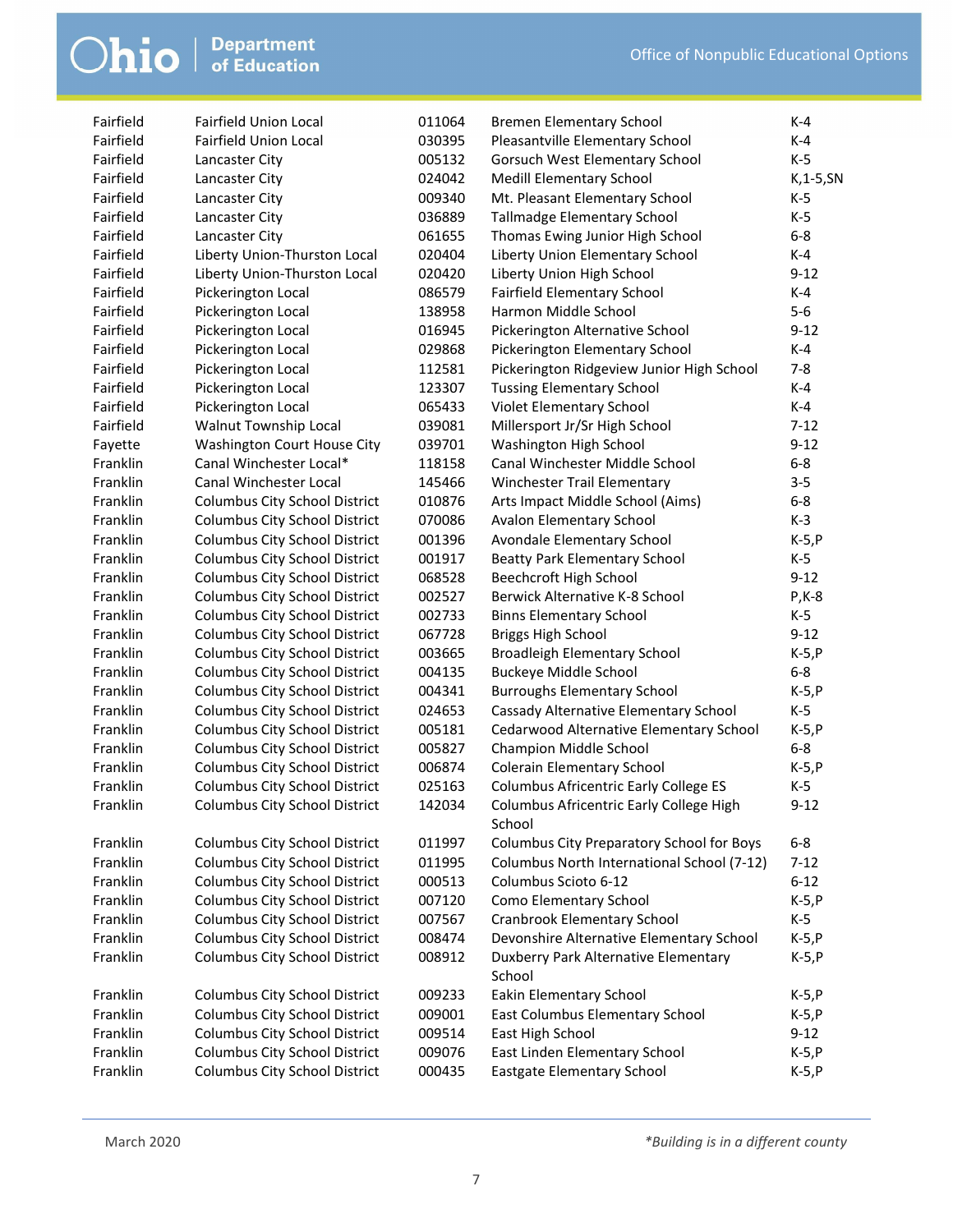| | | | | |
|---|---|---|---|---|
| Fairfield | Fairfield Union Local | 011064 | Bremen Elementary School | K-4 |
| Fairfield | Fairfield Union Local | 030395 | Pleasantville Elementary School | K-4 |
| Fairfield | Lancaster City | 005132 | Gorsuch West Elementary School | K-5 |
| Fairfield | Lancaster City | 024042 | Medill Elementary School | K,1-5,SN |
| Fairfield | Lancaster City | 009340 | Mt. Pleasant Elementary School | K-5 |
| Fairfield | Lancaster City | 036889 | Tallmadge Elementary School | K-5 |
| Fairfield | Lancaster City | 061655 | Thomas Ewing Junior High School | 6-8 |
| Fairfield | Liberty Union-Thurston Local | 020404 | Liberty Union Elementary School | K-4 |
| Fairfield | Liberty Union-Thurston Local | 020420 | Liberty Union High School | 9-12 |
| Fairfield | Pickerington Local | 086579 | Fairfield Elementary School | K-4 |
| Fairfield | Pickerington Local | 138958 | Harmon Middle School | 5-6 |
| Fairfield | Pickerington Local | 016945 | Pickerington Alternative School | 9-12 |
| Fairfield | Pickerington Local | 029868 | Pickerington Elementary School | K-4 |
| Fairfield | Pickerington Local | 112581 | Pickerington Ridgeview Junior High School | 7-8 |
| Fairfield | Pickerington Local | 123307 | Tussing Elementary School | K-4 |
| Fairfield | Pickerington Local | 065433 | Violet Elementary School | K-4 |
| Fairfield | Walnut Township Local | 039081 | Millersport Jr/Sr High School | 7-12 |
| Fayette | Washington Court House City | 039701 | Washington High School | 9-12 |
| Franklin | Canal Winchester Local* | 118158 | Canal Winchester Middle School | 6-8 |
| Franklin | Canal Winchester Local | 145466 | Winchester Trail Elementary | 3-5 |
| Franklin | Columbus City School District | 010876 | Arts Impact Middle School (Aims) | 6-8 |
| Franklin | Columbus City School District | 070086 | Avalon Elementary School | K-3 |
| Franklin | Columbus City School District | 001396 | Avondale Elementary School | K-5,P |
| Franklin | Columbus City School District | 001917 | Beatty Park Elementary School | K-5 |
| Franklin | Columbus City School District | 068528 | Beechcroft High School | 9-12 |
| Franklin | Columbus City School District | 002527 | Berwick Alternative K-8 School | P,K-8 |
| Franklin | Columbus City School District | 002733 | Binns Elementary School | K-5 |
| Franklin | Columbus City School District | 067728 | Briggs High School | 9-12 |
| Franklin | Columbus City School District | 003665 | Broadleigh Elementary School | K-5,P |
| Franklin | Columbus City School District | 004135 | Buckeye Middle School | 6-8 |
| Franklin | Columbus City School District | 004341 | Burroughs Elementary School | K-5,P |
| Franklin | Columbus City School District | 024653 | Cassady Alternative Elementary School | K-5 |
| Franklin | Columbus City School District | 005181 | Cedarwood Alternative Elementary School | K-5,P |
| Franklin | Columbus City School District | 005827 | Champion Middle School | 6-8 |
| Franklin | Columbus City School District | 006874 | Colerain Elementary School | K-5,P |
| Franklin | Columbus City School District | 025163 | Columbus Africentric Early College ES | K-5 |
| Franklin | Columbus City School District | 142034 | Columbus Africentric Early College High School | 9-12 |
| Franklin | Columbus City School District | 011997 | Columbus City Preparatory School for Boys | 6-8 |
| Franklin | Columbus City School District | 011995 | Columbus North International School (7-12) | 7-12 |
| Franklin | Columbus City School District | 000513 | Columbus Scioto 6-12 | 6-12 |
| Franklin | Columbus City School District | 007120 | Como Elementary School | K-5,P |
| Franklin | Columbus City School District | 007567 | Cranbrook Elementary School | K-5 |
| Franklin | Columbus City School District | 008474 | Devonshire Alternative Elementary School | K-5,P |
| Franklin | Columbus City School District | 008912 | Duxberry Park Alternative Elementary School | K-5,P |
| Franklin | Columbus City School District | 009233 | Eakin Elementary School | K-5,P |
| Franklin | Columbus City School District | 009001 | East Columbus Elementary School | K-5,P |
| Franklin | Columbus City School District | 009514 | East High School | 9-12 |
| Franklin | Columbus City School District | 009076 | East Linden Elementary School | K-5,P |
| Franklin | Columbus City School District | 000435 | Eastgate Elementary School | K-5,P |

March 2020

*Building is in a different county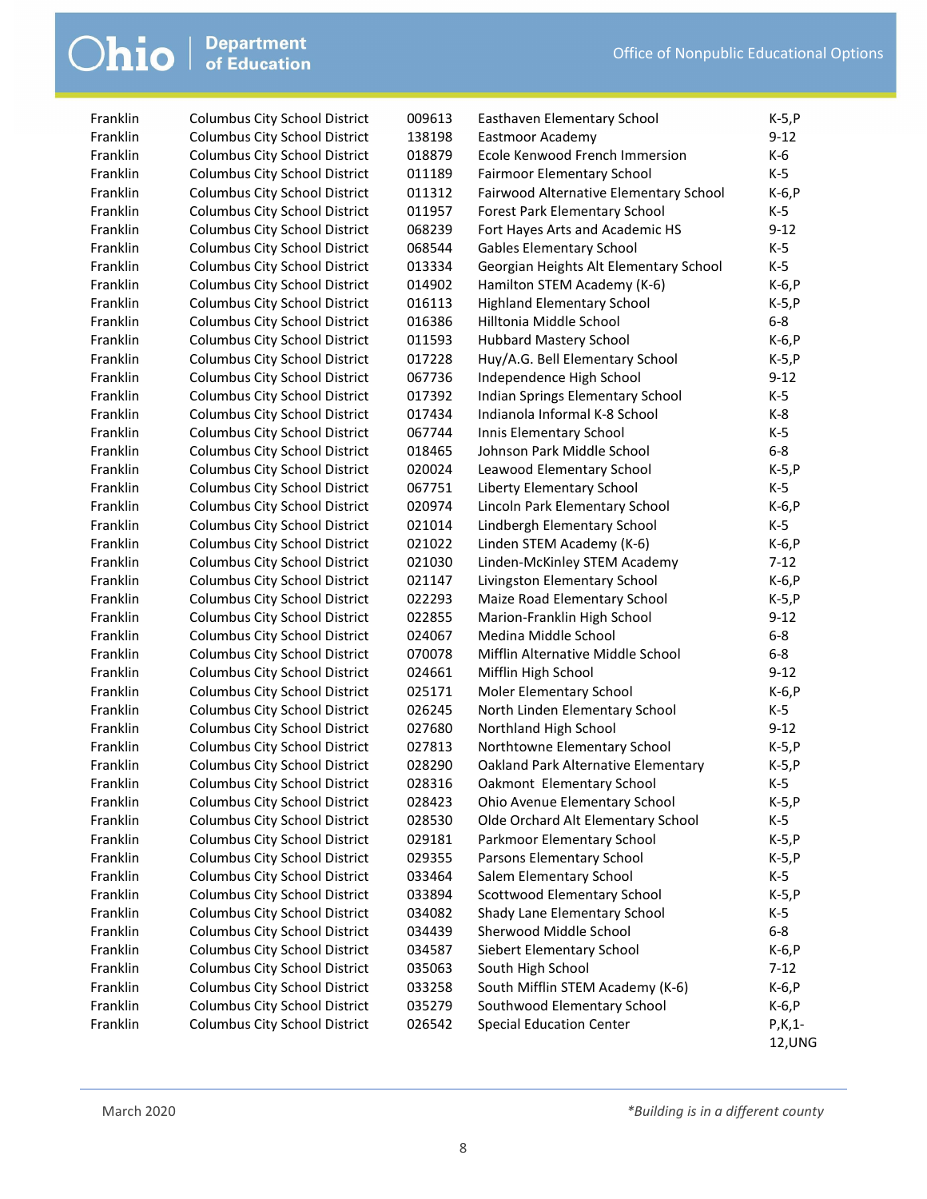| | | | | |
|---|---|---|---|---|
| Franklin | Columbus City School District | 009613 | Easthaven Elementary School | K-5,P |
| Franklin | Columbus City School District | 138198 | Eastmoor Academy | 9-12 |
| Franklin | Columbus City School District | 018879 | Ecole Kenwood French Immersion | K-6 |
| Franklin | Columbus City School District | 011189 | Fairmoor Elementary School | K-5 |
| Franklin | Columbus City School District | 011312 | Fairwood Alternative Elementary School | K-6,P |
| Franklin | Columbus City School District | 011957 | Forest Park Elementary School | K-5 |
| Franklin | Columbus City School District | 068239 | Fort Hayes Arts and Academic HS | 9-12 |
| Franklin | Columbus City School District | 068544 | Gables Elementary School | K-5 |
| Franklin | Columbus City School District | 013334 | Georgian Heights Alt Elementary School | K-5 |
| Franklin | Columbus City School District | 014902 | Hamilton STEM Academy (K-6) | K-6,P |
| Franklin | Columbus City School District | 016113 | Highland Elementary School | K-5,P |
| Franklin | Columbus City School District | 016386 | Hilltonia Middle School | 6-8 |
| Franklin | Columbus City School District | 011593 | Hubbard Mastery School | K-6,P |
| Franklin | Columbus City School District | 017228 | Huy/A.G. Bell Elementary School | K-5,P |
| Franklin | Columbus City School District | 067736 | Independence High School | 9-12 |
| Franklin | Columbus City School District | 017392 | Indian Springs Elementary School | K-5 |
| Franklin | Columbus City School District | 017434 | Indianola Informal K-8 School | K-8 |
| Franklin | Columbus City School District | 067744 | Innis Elementary School | K-5 |
| Franklin | Columbus City School District | 018465 | Johnson Park Middle School | 6-8 |
| Franklin | Columbus City School District | 020024 | Leawood Elementary School | K-5,P |
| Franklin | Columbus City School District | 067751 | Liberty Elementary School | K-5 |
| Franklin | Columbus City School District | 020974 | Lincoln Park Elementary School | K-6,P |
| Franklin | Columbus City School District | 021014 | Lindbergh Elementary School | K-5 |
| Franklin | Columbus City School District | 021022 | Linden STEM Academy (K-6) | K-6,P |
| Franklin | Columbus City School District | 021030 | Linden-McKinley STEM Academy | 7-12 |
| Franklin | Columbus City School District | 021147 | Livingston Elementary School | K-6,P |
| Franklin | Columbus City School District | 022293 | Maize Road Elementary School | K-5,P |
| Franklin | Columbus City School District | 022855 | Marion-Franklin High School | 9-12 |
| Franklin | Columbus City School District | 024067 | Medina Middle School | 6-8 |
| Franklin | Columbus City School District | 070078 | Mifflin Alternative Middle School | 6-8 |
| Franklin | Columbus City School District | 024661 | Mifflin High School | 9-12 |
| Franklin | Columbus City School District | 025171 | Moler Elementary School | K-6,P |
| Franklin | Columbus City School District | 026245 | North Linden Elementary School | K-5 |
| Franklin | Columbus City School District | 027680 | Northland High School | 9-12 |
| Franklin | Columbus City School District | 027813 | Northtowne Elementary School | K-5,P |
| Franklin | Columbus City School District | 028290 | Oakland Park Alternative Elementary | K-5,P |
| Franklin | Columbus City School District | 028316 | Oakmont Elementary School | K-5 |
| Franklin | Columbus City School District | 028423 | Ohio Avenue Elementary School | K-5,P |
| Franklin | Columbus City School District | 028530 | Olde Orchard Alt Elementary School | K-5 |
| Franklin | Columbus City School District | 029181 | Parkmoor Elementary School | K-5,P |
| Franklin | Columbus City School District | 029355 | Parsons Elementary School | K-5,P |
| Franklin | Columbus City School District | 033464 | Salem Elementary School | K-5 |
| Franklin | Columbus City School District | 033894 | Scottwood Elementary School | K-5,P |
| Franklin | Columbus City School District | 034082 | Shady Lane Elementary School | K-5 |
| Franklin | Columbus City School District | 034439 | Sherwood Middle School | 6-8 |
| Franklin | Columbus City School District | 034587 | Siebert Elementary School | K-6,P |
| Franklin | Columbus City School District | 035063 | South High School | 7-12 |
| Franklin | Columbus City School District | 033258 | South Mifflin STEM Academy (K-6) | K-6,P |
| Franklin | Columbus City School District | 035279 | Southwood Elementary School | K-6,P |
| Franklin | Columbus City School District | 026542 | Special Education Center | P,K,1-12,UNG |

March 2020

*Building is in a different county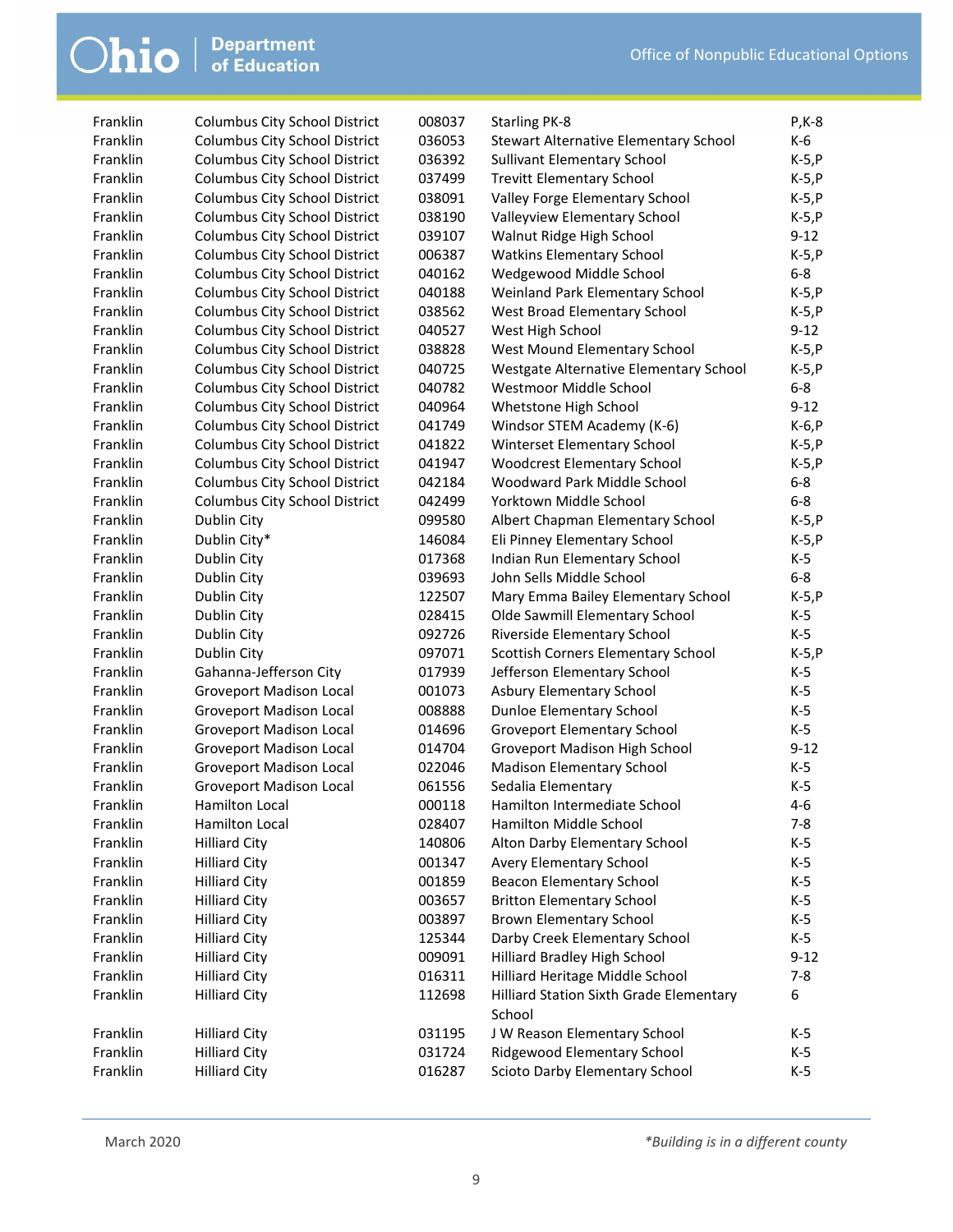| | | | | |
|---|---|---|---|---|
| Franklin | Columbus City School District | 008037 | Starling PK-8 | P,K-8 |
| Franklin | Columbus City School District | 036053 | Stewart Alternative Elementary School | K-6 |
| Franklin | Columbus City School District | 036392 | Sullivant Elementary School | K-5,P |
| Franklin | Columbus City School District | 037499 | Trevitt Elementary School | K-5,P |
| Franklin | Columbus City School District | 038091 | Valley Forge Elementary School | K-5,P |
| Franklin | Columbus City School District | 038190 | Valleyview Elementary School | K-5,P |
| Franklin | Columbus City School District | 039107 | Walnut Ridge High School | 9-12 |
| Franklin | Columbus City School District | 006387 | Watkins Elementary School | K-5,P |
| Franklin | Columbus City School District | 040162 | Wedgewood Middle School | 6-8 |
| Franklin | Columbus City School District | 040188 | Weinland Park Elementary School | K-5,P |
| Franklin | Columbus City School District | 038562 | West Broad Elementary School | K-5,P |
| Franklin | Columbus City School District | 040527 | West High School | 9-12 |
| Franklin | Columbus City School District | 038828 | West Mound Elementary School | K-5,P |
| Franklin | Columbus City School District | 040725 | Westgate Alternative Elementary School | K-5,P |
| Franklin | Columbus City School District | 040782 | Westmoor Middle School | 6-8 |
| Franklin | Columbus City School District | 040964 | Whetstone High School | 9-12 |
| Franklin | Columbus City School District | 041749 | Windsor STEM Academy (K-6) | K-6,P |
| Franklin | Columbus City School District | 041822 | Winterset Elementary School | K-5,P |
| Franklin | Columbus City School District | 041947 | Woodcrest Elementary School | K-5,P |
| Franklin | Columbus City School District | 042184 | Woodward Park Middle School | 6-8 |
| Franklin | Columbus City School District | 042499 | Yorktown Middle School | 6-8 |
| Franklin | Dublin City | 099580 | Albert Chapman Elementary School | K-5,P |
| Franklin | Dublin City* | 146084 | Eli Pinney Elementary School | K-5,P |
| Franklin | Dublin City | 017368 | Indian Run Elementary School | K-5 |
| Franklin | Dublin City | 039693 | John Sells Middle School | 6-8 |
| Franklin | Dublin City | 122507 | Mary Emma Bailey Elementary School | K-5,P |
| Franklin | Dublin City | 028415 | Olde Sawmill Elementary School | K-5 |
| Franklin | Dublin City | 092726 | Riverside Elementary School | K-5 |
| Franklin | Dublin City | 097071 | Scottish Corners Elementary School | K-5,P |
| Franklin | Gahanna-Jefferson City | 017939 | Jefferson Elementary School | K-5 |
| Franklin | Groveport Madison Local | 001073 | Asbury Elementary School | K-5 |
| Franklin | Groveport Madison Local | 008888 | Dunloe Elementary School | K-5 |
| Franklin | Groveport Madison Local | 014696 | Groveport Elementary School | K-5 |
| Franklin | Groveport Madison Local | 014704 | Groveport Madison High School | 9-12 |
| Franklin | Groveport Madison Local | 022046 | Madison Elementary School | K-5 |
| Franklin | Groveport Madison Local | 061556 | Sedalia Elementary | K-5 |
| Franklin | Hamilton Local | 000118 | Hamilton Intermediate School | 4-6 |
| Franklin | Hamilton Local | 028407 | Hamilton Middle School | 7-8 |
| Franklin | Hilliard City | 140806 | Alton Darby Elementary School | K-5 |
| Franklin | Hilliard City | 001347 | Avery Elementary School | K-5 |
| Franklin | Hilliard City | 001859 | Beacon Elementary School | K-5 |
| Franklin | Hilliard City | 003657 | Britton Elementary School | K-5 |
| Franklin | Hilliard City | 003897 | Brown Elementary School | K-5 |
| Franklin | Hilliard City | 125344 | Darby Creek Elementary School | K-5 |
| Franklin | Hilliard City | 009091 | Hilliard Bradley High School | 9-12 |
| Franklin | Hilliard City | 016311 | Hilliard Heritage Middle School | 7-8 |
| Franklin | Hilliard City | 112698 | Hilliard Station Sixth Grade Elementary School | 6 |
| Franklin | Hilliard City | 031195 | J W Reason Elementary School | K-5 |
| Franklin | Hilliard City | 031724 | Ridgewood Elementary School | K-5 |
| Franklin | Hilliard City | 016287 | Scioto Darby Elementary School | K-5 |

March 2020

*Building is in a different county*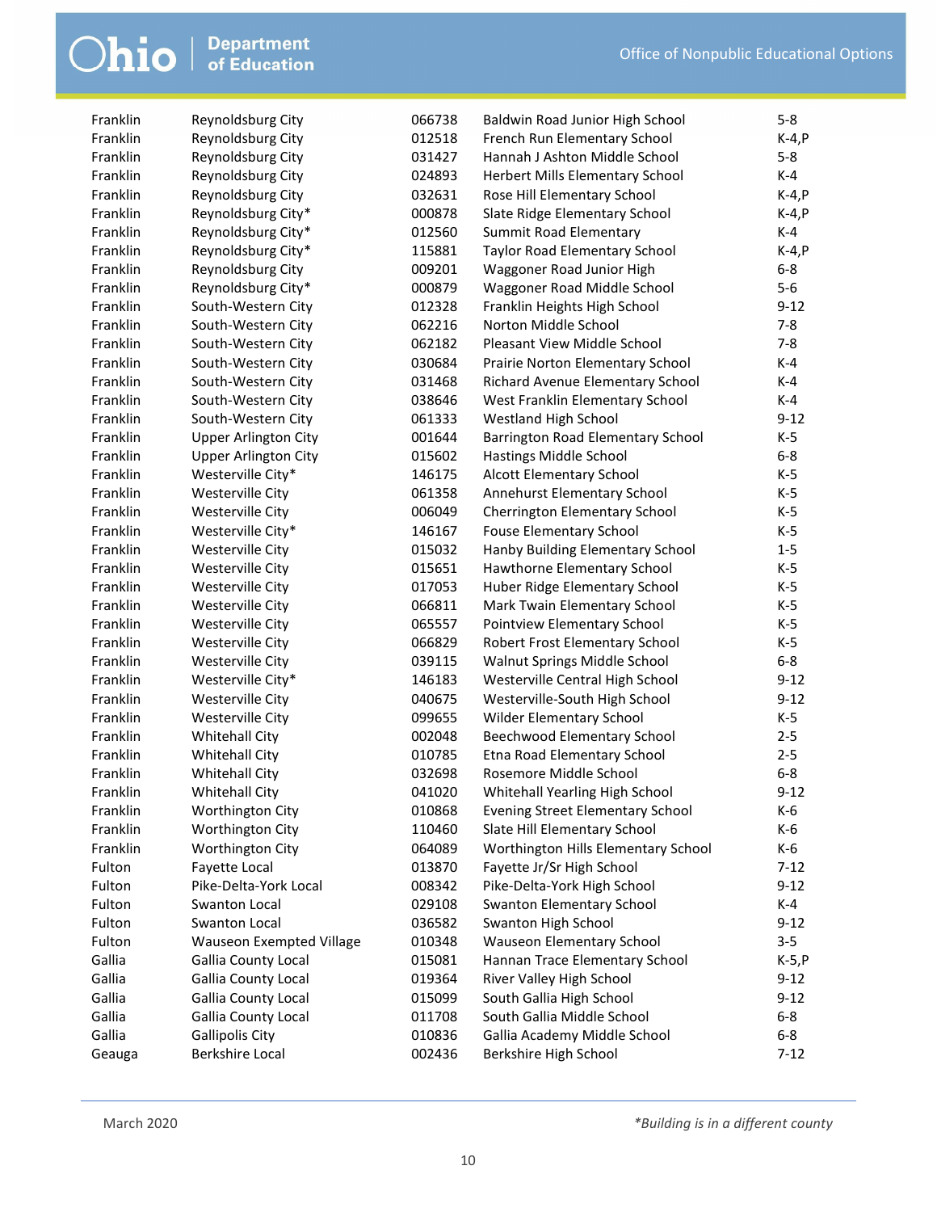| | | | | |
|---|---|---|---|---|
| Franklin | Reynoldsburg City | 066738 | Baldwin Road Junior High School | 5-8 |
| Franklin | Reynoldsburg City | 012518 | French Run Elementary School | K-4,P |
| Franklin | Reynoldsburg City | 031427 | Hannah J Ashton Middle School | 5-8 |
| Franklin | Reynoldsburg City | 024893 | Herbert Mills Elementary School | K-4 |
| Franklin | Reynoldsburg City | 032631 | Rose Hill Elementary School | K-4,P |
| Franklin | Reynoldsburg City* | 000878 | Slate Ridge Elementary School | K-4,P |
| Franklin | Reynoldsburg City* | 012560 | Summit Road Elementary | K-4 |
| Franklin | Reynoldsburg City* | 115881 | Taylor Road Elementary School | K-4,P |
| Franklin | Reynoldsburg City | 009201 | Waggoner Road Junior High | 6-8 |
| Franklin | Reynoldsburg City* | 000879 | Waggoner Road Middle School | 5-6 |
| Franklin | South-Western City | 012328 | Franklin Heights High School | 9-12 |
| Franklin | South-Western City | 062216 | Norton Middle School | 7-8 |
| Franklin | South-Western City | 062182 | Pleasant View Middle School | 7-8 |
| Franklin | South-Western City | 030684 | Prairie Norton Elementary School | K-4 |
| Franklin | South-Western City | 031468 | Richard Avenue Elementary School | K-4 |
| Franklin | South-Western City | 038646 | West Franklin Elementary School | K-4 |
| Franklin | South-Western City | 061333 | Westland High School | 9-12 |
| Franklin | Upper Arlington City | 001644 | Barrington Road Elementary School | K-5 |
| Franklin | Upper Arlington City | 015602 | Hastings Middle School | 6-8 |
| Franklin | Westerville City* | 146175 | Alcott Elementary School | K-5 |
| Franklin | Westerville City | 061358 | Annehurst Elementary School | K-5 |
| Franklin | Westerville City | 006049 | Cherrington Elementary School | K-5 |
| Franklin | Westerville City* | 146167 | Fouse Elementary School | K-5 |
| Franklin | Westerville City | 015032 | Hanby Building Elementary School | 1-5 |
| Franklin | Westerville City | 015651 | Hawthorne Elementary School | K-5 |
| Franklin | Westerville City | 017053 | Huber Ridge Elementary School | K-5 |
| Franklin | Westerville City | 066811 | Mark Twain Elementary School | K-5 |
| Franklin | Westerville City | 065557 | Pointview Elementary School | K-5 |
| Franklin | Westerville City | 066829 | Robert Frost Elementary School | K-5 |
| Franklin | Westerville City | 039115 | Walnut Springs Middle School | 6-8 |
| Franklin | Westerville City* | 146183 | Westerville Central High School | 9-12 |
| Franklin | Westerville City | 040675 | Westerville-South High School | 9-12 |
| Franklin | Westerville City | 099655 | Wilder Elementary School | K-5 |
| Franklin | Whitehall City | 002048 | Beechwood Elementary School | 2-5 |
| Franklin | Whitehall City | 010785 | Etna Road Elementary School | 2-5 |
| Franklin | Whitehall City | 032698 | Rosemore Middle School | 6-8 |
| Franklin | Whitehall City | 041020 | Whitehall Yearling High School | 9-12 |
| Franklin | Worthington City | 010868 | Evening Street Elementary School | K-6 |
| Franklin | Worthington City | 110460 | Slate Hill Elementary School | K-6 |
| Franklin | Worthington City | 064089 | Worthington Hills Elementary School | K-6 |
| Fulton | Fayette Local | 013870 | Fayette Jr/Sr High School | 7-12 |
| Fulton | Pike-Delta-York Local | 008342 | Pike-Delta-York High School | 9-12 |
| Fulton | Swanton Local | 029108 | Swanton Elementary School | K-4 |
| Fulton | Swanton Local | 036582 | Swanton High School | 9-12 |
| Fulton | Wauseon Exempted Village | 010348 | Wauseon Elementary School | 3-5 |
| Gallia | Gallia County Local | 015081 | Hannan Trace Elementary School | K-5,P |
| Gallia | Gallia County Local | 019364 | River Valley High School | 9-12 |
| Gallia | Gallia County Local | 015099 | South Gallia High School | 9-12 |
| Gallia | Gallia County Local | 011708 | South Gallia Middle School | 6-8 |
| Gallia | Gallipolis City | 010836 | Gallia Academy Middle School | 6-8 |
| Geauga | Berkshire Local | 002436 | Berkshire High School | 7-12 |

*Building is in a different county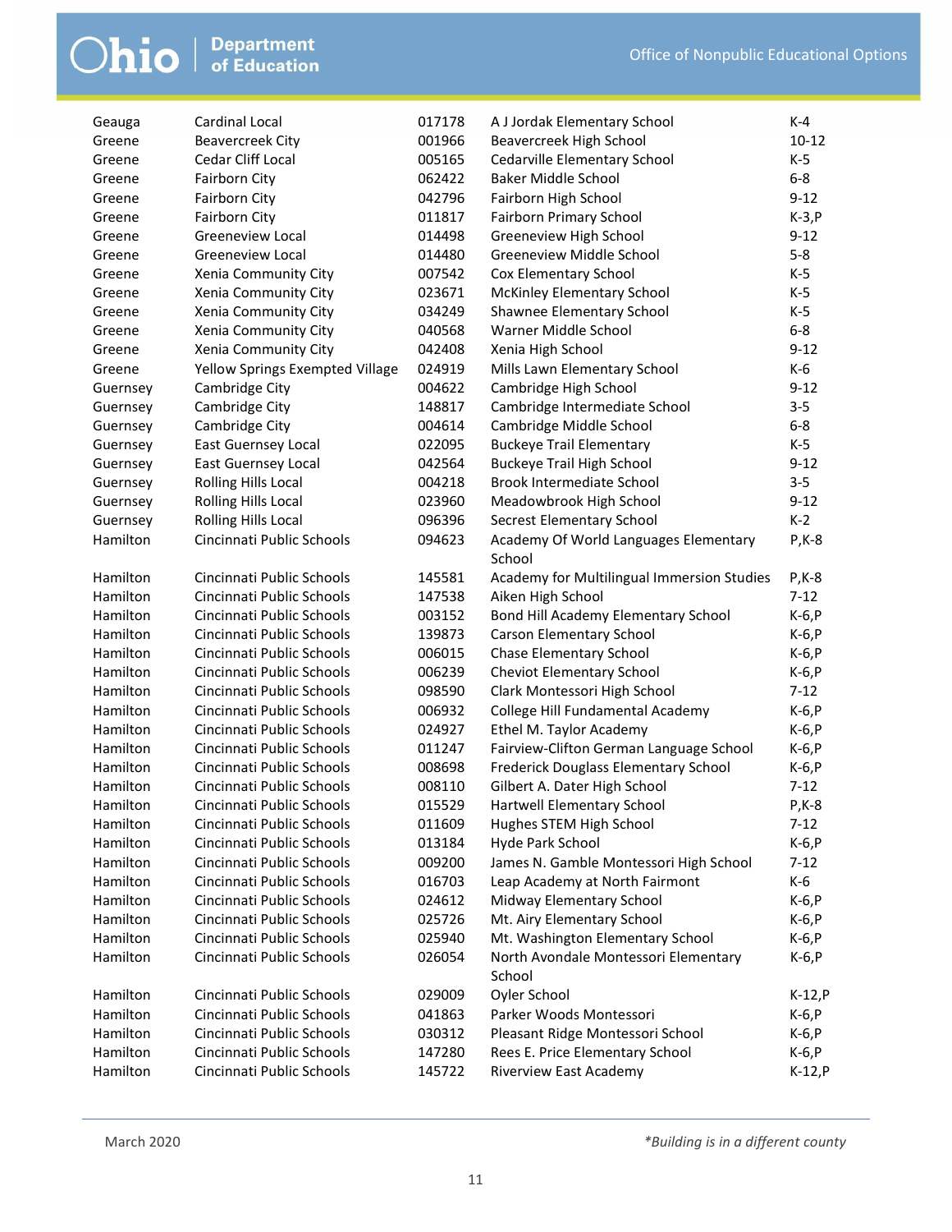| | | | | |
|---|---|---|---|---|
| Geauga | Cardinal Local | 017178 | A J Jordak Elementary School | K-4 |
| Greene | Beavercreek City | 001966 | Beavercreek High School | 10-12 |
| Greene | Cedar Cliff Local | 005165 | Cedarville Elementary School | K-5 |
| Greene | Fairborn City | 062422 | Baker Middle School | 6-8 |
| Greene | Fairborn City | 042796 | Fairborn High School | 9-12 |
| Greene | Fairborn City | 011817 | Fairborn Primary School | K-3,P |
| Greene | Greeneview Local | 014498 | Greeneview High School | 9-12 |
| Greene | Greeneview Local | 014480 | Greeneview Middle School | 5-8 |
| Greene | Xenia Community City | 007542 | Cox Elementary School | K-5 |
| Greene | Xenia Community City | 023671 | McKinley Elementary School | K-5 |
| Greene | Xenia Community City | 034249 | Shawnee Elementary School | K-5 |
| Greene | Xenia Community City | 040568 | Warner Middle School | 6-8 |
| Greene | Xenia Community City | 042408 | Xenia High School | 9-12 |
| Greene | Yellow Springs Exempted Village | 024919 | Mills Lawn Elementary School | K-6 |
| Guernsey | Cambridge City | 004622 | Cambridge High School | 9-12 |
| Guernsey | Cambridge City | 148817 | Cambridge Intermediate School | 3-5 |
| Guernsey | Cambridge City | 004614 | Cambridge Middle School | 6-8 |
| Guernsey | East Guernsey Local | 022095 | Buckeye Trail Elementary | K-5 |
| Guernsey | East Guernsey Local | 042564 | Buckeye Trail High School | 9-12 |
| Guernsey | Rolling Hills Local | 004218 | Brook Intermediate School | 3-5 |
| Guernsey | Rolling Hills Local | 023960 | Meadowbrook High School | 9-12 |
| Guernsey | Rolling Hills Local | 096396 | Secrest Elementary School | K-2 |
| Hamilton | Cincinnati Public Schools | 094623 | Academy Of World Languages Elementary School | P,K-8 |
| Hamilton | Cincinnati Public Schools | 145581 | Academy for Multilingual Immersion Studies | P,K-8 |
| Hamilton | Cincinnati Public Schools | 147538 | Aiken High School | 7-12 |
| Hamilton | Cincinnati Public Schools | 003152 | Bond Hill Academy Elementary School | K-6,P |
| Hamilton | Cincinnati Public Schools | 139873 | Carson Elementary School | K-6,P |
| Hamilton | Cincinnati Public Schools | 006015 | Chase Elementary School | K-6,P |
| Hamilton | Cincinnati Public Schools | 006239 | Cheviot Elementary School | K-6,P |
| Hamilton | Cincinnati Public Schools | 098590 | Clark Montessori High School | 7-12 |
| Hamilton | Cincinnati Public Schools | 006932 | College Hill Fundamental Academy | K-6,P |
| Hamilton | Cincinnati Public Schools | 024927 | Ethel M. Taylor Academy | K-6,P |
| Hamilton | Cincinnati Public Schools | 011247 | Fairview-Clifton German Language School | K-6,P |
| Hamilton | Cincinnati Public Schools | 008698 | Frederick Douglass Elementary School | K-6,P |
| Hamilton | Cincinnati Public Schools | 008110 | Gilbert A. Dater High School | 7-12 |
| Hamilton | Cincinnati Public Schools | 015529 | Hartwell Elementary School | P,K-8 |
| Hamilton | Cincinnati Public Schools | 011609 | Hughes STEM High School | 7-12 |
| Hamilton | Cincinnati Public Schools | 013184 | Hyde Park School | K-6,P |
| Hamilton | Cincinnati Public Schools | 009200 | James N. Gamble Montessori High School | 7-12 |
| Hamilton | Cincinnati Public Schools | 016703 | Leap Academy at North Fairmont | K-6 |
| Hamilton | Cincinnati Public Schools | 024612 | Midway Elementary School | K-6,P |
| Hamilton | Cincinnati Public Schools | 025726 | Mt. Airy Elementary School | K-6,P |
| Hamilton | Cincinnati Public Schools | 025940 | Mt. Washington Elementary School | K-6,P |
| Hamilton | Cincinnati Public Schools | 026054 | North Avondale Montessori Elementary School | K-6,P |
| Hamilton | Cincinnati Public Schools | 029009 | Oyler School | K-12,P |
| Hamilton | Cincinnati Public Schools | 041863 | Parker Woods Montessori | K-6,P |
| Hamilton | Cincinnati Public Schools | 030312 | Pleasant Ridge Montessori School | K-6,P |
| Hamilton | Cincinnati Public Schools | 147280 | Rees E. Price Elementary School | K-6,P |
| Hamilton | Cincinnati Public Schools | 145722 | Riverview East Academy | K-12,P |

March 2020

*Building is in a different county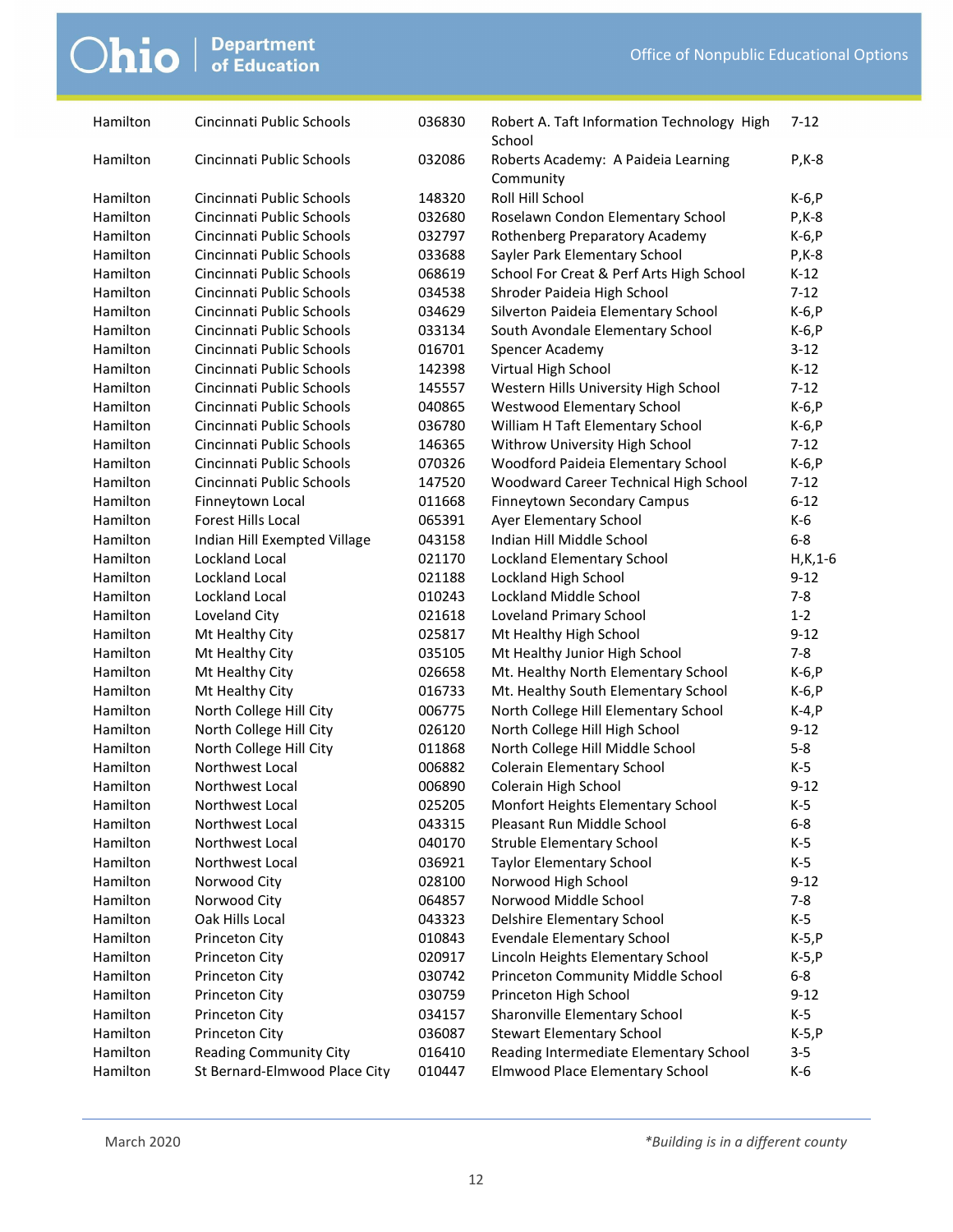| | | | | |
|---|---|---|---|---|
| Hamilton | Cincinnati Public Schools | 036830 | Robert A. Taft Information Technology High School | 7-12 |
| Hamilton | Cincinnati Public Schools | 032086 | Roberts Academy: A Paideia Learning Community | P,K-8 |
| Hamilton | Cincinnati Public Schools | 148320 | Roll Hill School | K-6,P |
| Hamilton | Cincinnati Public Schools | 032680 | Roselawn Condon Elementary School | P,K-8 |
| Hamilton | Cincinnati Public Schools | 032797 | Rothenberg Preparatory Academy | K-6,P |
| Hamilton | Cincinnati Public Schools | 033688 | Sayler Park Elementary School | P,K-8 |
| Hamilton | Cincinnati Public Schools | 068619 | School For Creat & Perf Arts High School | K-12 |
| Hamilton | Cincinnati Public Schools | 034538 | Shroder Paideia High School | 7-12 |
| Hamilton | Cincinnati Public Schools | 034629 | Silverton Paideia Elementary School | K-6,P |
| Hamilton | Cincinnati Public Schools | 033134 | South Avondale Elementary School | K-6,P |
| Hamilton | Cincinnati Public Schools | 016701 | Spencer Academy | 3-12 |
| Hamilton | Cincinnati Public Schools | 142398 | Virtual High School | K-12 |
| Hamilton | Cincinnati Public Schools | 145557 | Western Hills University High School | 7-12 |
| Hamilton | Cincinnati Public Schools | 040865 | Westwood Elementary School | K-6,P |
| Hamilton | Cincinnati Public Schools | 036780 | William H Taft Elementary School | K-6,P |
| Hamilton | Cincinnati Public Schools | 146365 | Withrow University High School | 7-12 |
| Hamilton | Cincinnati Public Schools | 070326 | Woodford Paideia Elementary School | K-6,P |
| Hamilton | Cincinnati Public Schools | 147520 | Woodward Career Technical High School | 7-12 |
| Hamilton | Finneytown Local | 011668 | Finneytown Secondary Campus | 6-12 |
| Hamilton | Forest Hills Local | 065391 | Ayer Elementary School | K-6 |
| Hamilton | Indian Hill Exempted Village | 043158 | Indian Hill Middle School | 6-8 |
| Hamilton | Lockland Local | 021170 | Lockland Elementary School | H,K,1-6 |
| Hamilton | Lockland Local | 021188 | Lockland High School | 9-12 |
| Hamilton | Lockland Local | 010243 | Lockland Middle School | 7-8 |
| Hamilton | Loveland City | 021618 | Loveland Primary School | 1-2 |
| Hamilton | Mt Healthy City | 025817 | Mt Healthy High School | 9-12 |
| Hamilton | Mt Healthy City | 035105 | Mt Healthy Junior High School | 7-8 |
| Hamilton | Mt Healthy City | 026658 | Mt. Healthy North Elementary School | K-6,P |
| Hamilton | Mt Healthy City | 016733 | Mt. Healthy South Elementary School | K-6,P |
| Hamilton | North College Hill City | 006775 | North College Hill Elementary School | K-4,P |
| Hamilton | North College Hill City | 026120 | North College Hill High School | 9-12 |
| Hamilton | North College Hill City | 011868 | North College Hill Middle School | 5-8 |
| Hamilton | Northwest Local | 006882 | Colerain Elementary School | K-5 |
| Hamilton | Northwest Local | 006890 | Colerain High School | 9-12 |
| Hamilton | Northwest Local | 025205 | Monfort Heights Elementary School | K-5 |
| Hamilton | Northwest Local | 043315 | Pleasant Run Middle School | 6-8 |
| Hamilton | Northwest Local | 040170 | Struble Elementary School | K-5 |
| Hamilton | Northwest Local | 036921 | Taylor Elementary School | K-5 |
| Hamilton | Norwood City | 028100 | Norwood High School | 9-12 |
| Hamilton | Norwood City | 064857 | Norwood Middle School | 7-8 |
| Hamilton | Oak Hills Local | 043323 | Delshire Elementary School | K-5 |
| Hamilton | Princeton City | 010843 | Evendale Elementary School | K-5,P |
| Hamilton | Princeton City | 020917 | Lincoln Heights Elementary School | K-5,P |
| Hamilton | Princeton City | 030742 | Princeton Community Middle School | 6-8 |
| Hamilton | Princeton City | 030759 | Princeton High School | 9-12 |
| Hamilton | Princeton City | 034157 | Sharonville Elementary School | K-5 |
| Hamilton | Princeton City | 036087 | Stewart Elementary School | K-5,P |
| Hamilton | Reading Community City | 016410 | Reading Intermediate Elementary School | 3-5 |
| Hamilton | St Bernard-Elmwood Place City | 010447 | Elmwood Place Elementary School | K-6 |

March 2020

*\*Building is in a different county*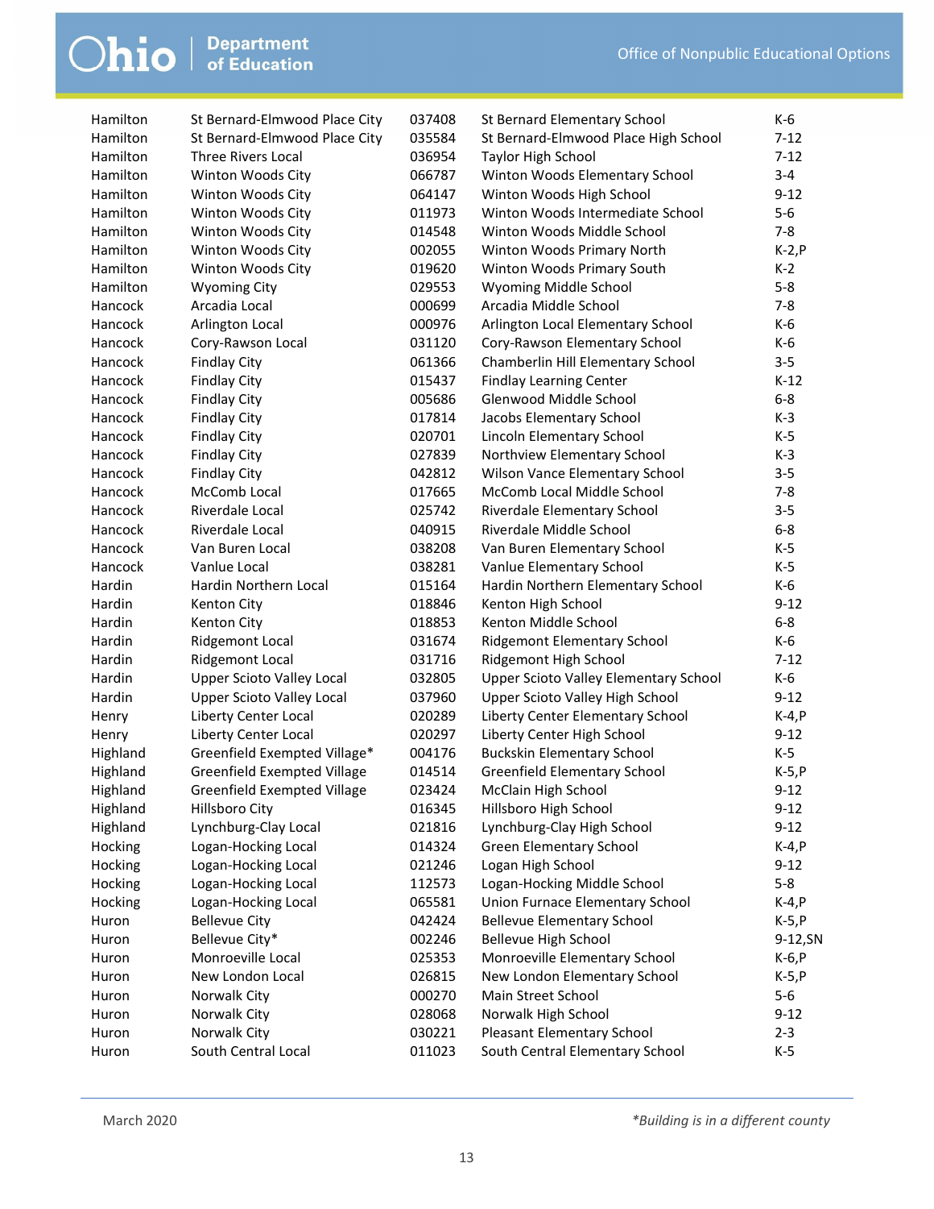| | | | | |
|---|---|---|---|---|
| Hamilton | St Bernard-Elmwood Place City | 037408 | St Bernard Elementary School | K-6 |
| Hamilton | St Bernard-Elmwood Place City | 035584 | St Bernard-Elmwood Place High School | 7-12 |
| Hamilton | Three Rivers Local | 036954 | Taylor High School | 7-12 |
| Hamilton | Winton Woods City | 066787 | Winton Woods Elementary School | 3-4 |
| Hamilton | Winton Woods City | 064147 | Winton Woods High School | 9-12 |
| Hamilton | Winton Woods City | 011973 | Winton Woods Intermediate School | 5-6 |
| Hamilton | Winton Woods City | 014548 | Winton Woods Middle School | 7-8 |
| Hamilton | Winton Woods City | 002055 | Winton Woods Primary North | K-2,P |
| Hamilton | Winton Woods City | 019620 | Winton Woods Primary South | K-2 |
| Hamilton | Wyoming City | 029553 | Wyoming Middle School | 5-8 |
| Hancock | Arcadia Local | 000699 | Arcadia Middle School | 7-8 |
| Hancock | Arlington Local | 000976 | Arlington Local Elementary School | K-6 |
| Hancock | Cory-Rawson Local | 031120 | Cory-Rawson Elementary School | K-6 |
| Hancock | Findlay City | 061366 | Chamberlin Hill Elementary School | 3-5 |
| Hancock | Findlay City | 015437 | Findlay Learning Center | K-12 |
| Hancock | Findlay City | 005686 | Glenwood Middle School | 6-8 |
| Hancock | Findlay City | 017814 | Jacobs Elementary School | K-3 |
| Hancock | Findlay City | 020701 | Lincoln Elementary School | K-5 |
| Hancock | Findlay City | 027839 | Northview Elementary School | K-3 |
| Hancock | Findlay City | 042812 | Wilson Vance Elementary School | 3-5 |
| Hancock | McComb Local | 017665 | McComb Local Middle School | 7-8 |
| Hancock | Riverdale Local | 025742 | Riverdale Elementary School | 3-5 |
| Hancock | Riverdale Local | 040915 | Riverdale Middle School | 6-8 |
| Hancock | Van Buren Local | 038208 | Van Buren Elementary School | K-5 |
| Hancock | Vanlue Local | 038281 | Vanlue Elementary School | K-5 |
| Hardin | Hardin Northern Local | 015164 | Hardin Northern Elementary School | K-6 |
| Hardin | Kenton City | 018846 | Kenton High School | 9-12 |
| Hardin | Kenton City | 018853 | Kenton Middle School | 6-8 |
| Hardin | Ridgemont Local | 031674 | Ridgemont Elementary School | K-6 |
| Hardin | Ridgemont Local | 031716 | Ridgemont High School | 7-12 |
| Hardin | Upper Scioto Valley Local | 032805 | Upper Scioto Valley Elementary School | K-6 |
| Hardin | Upper Scioto Valley Local | 037960 | Upper Scioto Valley High School | 9-12 |
| Henry | Liberty Center Local | 020289 | Liberty Center Elementary School | K-4,P |
| Henry | Liberty Center Local | 020297 | Liberty Center High School | 9-12 |
| Highland | Greenfield Exempted Village* | 004176 | Buckskin Elementary School | K-5 |
| Highland | Greenfield Exempted Village | 014514 | Greenfield Elementary School | K-5,P |
| Highland | Greenfield Exempted Village | 023424 | McClain High School | 9-12 |
| Highland | Hillsboro City | 016345 | Hillsboro High School | 9-12 |
| Highland | Lynchburg-Clay Local | 021816 | Lynchburg-Clay High School | 9-12 |
| Hocking | Logan-Hocking Local | 014324 | Green Elementary School | K-4,P |
| Hocking | Logan-Hocking Local | 021246 | Logan High School | 9-12 |
| Hocking | Logan-Hocking Local | 112573 | Logan-Hocking Middle School | 5-8 |
| Hocking | Logan-Hocking Local | 065581 | Union Furnace Elementary School | K-4,P |
| Huron | Bellevue City | 042424 | Bellevue Elementary School | K-5,P |
| Huron | Bellevue City* | 002246 | Bellevue High School | 9-12,SN |
| Huron | Monroeville Local | 025353 | Monroeville Elementary School | K-6,P |
| Huron | New London Local | 026815 | New London Elementary School | K-5,P |
| Huron | Norwalk City | 000270 | Main Street School | 5-6 |
| Huron | Norwalk City | 028068 | Norwalk High School | 9-12 |
| Huron | Norwalk City | 030221 | Pleasant Elementary School | 2-3 |
| Huron | South Central Local | 011023 | South Central Elementary School | K-5 |

March 2020

*Building is in a different county*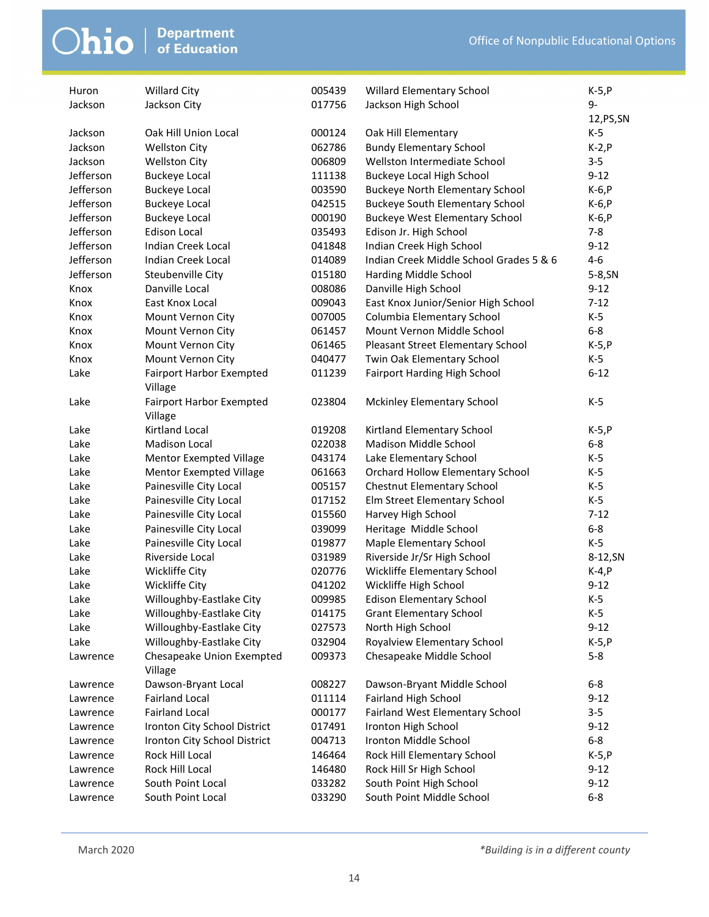| | | | | |
|---|---|---|---|---|
| Huron | Willard City | 005439 | Willard Elementary School | K-5,P |
| Jackson | Jackson City | 017756 | Jackson High School | 9-12,PS,SN |
| Jackson | Oak Hill Union Local | 000124 | Oak Hill Elementary | K-5 |
| Jackson | Wellston City | 062786 | Bundy Elementary School | K-2,P |
| Jackson | Wellston City | 006809 | Wellston Intermediate School | 3-5 |
| Jefferson | Buckeye Local | 111138 | Buckeye Local High School | 9-12 |
| Jefferson | Buckeye Local | 003590 | Buckeye North Elementary School | K-6,P |
| Jefferson | Buckeye Local | 042515 | Buckeye South Elementary School | K-6,P |
| Jefferson | Buckeye Local | 000190 | Buckeye West Elementary School | K-6,P |
| Jefferson | Edison Local | 035493 | Edison Jr. High School | 7-8 |
| Jefferson | Indian Creek Local | 041848 | Indian Creek High School | 9-12 |
| Jefferson | Indian Creek Local | 014089 | Indian Creek Middle School Grades 5 & 6 | 4-6 |
| Jefferson | Steubenville City | 015180 | Harding Middle School | 5-8,SN |
| Knox | Danville Local | 008086 | Danville High School | 9-12 |
| Knox | East Knox Local | 009043 | East Knox Junior/Senior High School | 7-12 |
| Knox | Mount Vernon City | 007005 | Columbia Elementary School | K-5 |
| Knox | Mount Vernon City | 061457 | Mount Vernon Middle School | 6-8 |
| Knox | Mount Vernon City | 061465 | Pleasant Street Elementary School | K-5,P |
| Knox | Mount Vernon City | 040477 | Twin Oak Elementary School | K-5 |
| Lake | Fairport Harbor Exempted Village | 011239 | Fairport Harding High School | 6-12 |
| Lake | Fairport Harbor Exempted Village | 023804 | Mckinley Elementary School | K-5 |
| Lake | Kirtland Local | 019208 | Kirtland Elementary School | K-5,P |
| Lake | Madison Local | 022038 | Madison Middle School | 6-8 |
| Lake | Mentor Exempted Village | 043174 | Lake Elementary School | K-5 |
| Lake | Mentor Exempted Village | 061663 | Orchard Hollow Elementary School | K-5 |
| Lake | Painesville City Local | 005157 | Chestnut Elementary School | K-5 |
| Lake | Painesville City Local | 017152 | Elm Street Elementary School | K-5 |
| Lake | Painesville City Local | 015560 | Harvey High School | 7-12 |
| Lake | Painesville City Local | 039099 | Heritage Middle School | 6-8 |
| Lake | Painesville City Local | 019877 | Maple Elementary School | K-5 |
| Lake | Riverside Local | 031989 | Riverside Jr/Sr High School | 8-12,SN |
| Lake | Wickliffe City | 020776 | Wickliffe Elementary School | K-4,P |
| Lake | Wickliffe City | 041202 | Wickliffe High School | 9-12 |
| Lake | Willoughby-Eastlake City | 009985 | Edison Elementary School | K-5 |
| Lake | Willoughby-Eastlake City | 014175 | Grant Elementary School | K-5 |
| Lake | Willoughby-Eastlake City | 027573 | North High School | 9-12 |
| Lake | Willoughby-Eastlake City | 032904 | Royalview Elementary School | K-5,P |
| Lawrence | Chesapeake Union Exempted Village | 009373 | Chesapeake Middle School | 5-8 |
| Lawrence | Dawson-Bryant Local | 008227 | Dawson-Bryant Middle School | 6-8 |
| Lawrence | Fairland Local | 011114 | Fairland High School | 9-12 |
| Lawrence | Fairland Local | 000177 | Fairland West Elementary School | 3-5 |
| Lawrence | Ironton City School District | 017491 | Ironton High School | 9-12 |
| Lawrence | Ironton City School District | 004713 | Ironton Middle School | 6-8 |
| Lawrence | Rock Hill Local | 146464 | Rock Hill Elementary School | K-5,P |
| Lawrence | Rock Hill Local | 146480 | Rock Hill Sr High School | 9-12 |
| Lawrence | South Point Local | 033282 | South Point High School | 9-12 |
| Lawrence | South Point Local | 033290 | South Point Middle School | 6-8 |

March 2020

*Building is in a different county*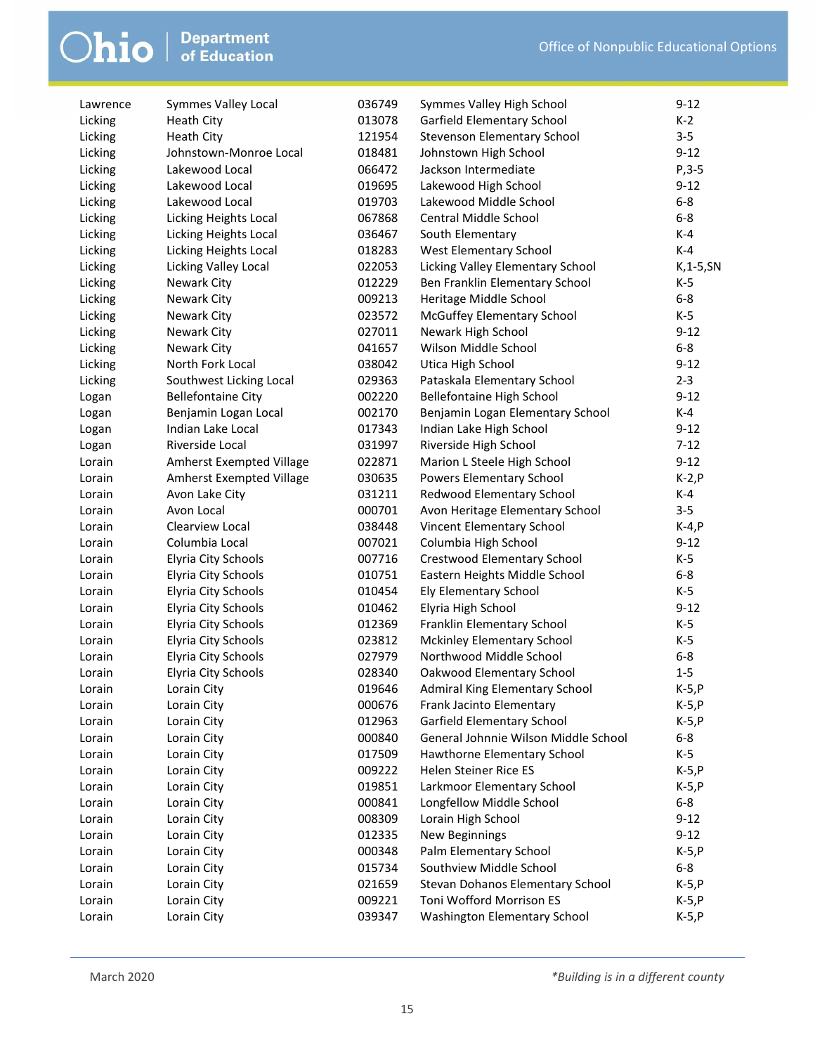| | | | | |
|---|---|---|---|---|
| Lawrence | Symmes Valley Local | 036749 | Symmes Valley High School | 9-12 |
| Licking | Heath City | 013078 | Garfield Elementary School | K-2 |
| Licking | Heath City | 121954 | Stevenson Elementary School | 3-5 |
| Licking | Johnstown-Monroe Local | 018481 | Johnstown High School | 9-12 |
| Licking | Lakewood Local | 066472 | Jackson Intermediate | P,3-5 |
| Licking | Lakewood Local | 019695 | Lakewood High School | 9-12 |
| Licking | Lakewood Local | 019703 | Lakewood Middle School | 6-8 |
| Licking | Licking Heights Local | 067868 | Central Middle School | 6-8 |
| Licking | Licking Heights Local | 036467 | South Elementary | K-4 |
| Licking | Licking Heights Local | 018283 | West Elementary School | K-4 |
| Licking | Licking Valley Local | 022053 | Licking Valley Elementary School | K,1-5,SN |
| Licking | Newark City | 012229 | Ben Franklin Elementary School | K-5 |
| Licking | Newark City | 009213 | Heritage Middle School | 6-8 |
| Licking | Newark City | 023572 | McGuffey Elementary School | K-5 |
| Licking | Newark City | 027011 | Newark High School | 9-12 |
| Licking | Newark City | 041657 | Wilson Middle School | 6-8 |
| Licking | North Fork Local | 038042 | Utica High School | 9-12 |
| Licking | Southwest Licking Local | 029363 | Pataskala Elementary School | 2-3 |
| Logan | Bellefontaine City | 002220 | Bellefontaine High School | 9-12 |
| Logan | Benjamin Logan Local | 002170 | Benjamin Logan Elementary School | K-4 |
| Logan | Indian Lake Local | 017343 | Indian Lake High School | 9-12 |
| Logan | Riverside Local | 031997 | Riverside High School | 7-12 |
| Lorain | Amherst Exempted Village | 022871 | Marion L Steele High School | 9-12 |
| Lorain | Amherst Exempted Village | 030635 | Powers Elementary School | K-2,P |
| Lorain | Avon Lake City | 031211 | Redwood Elementary School | K-4 |
| Lorain | Avon Local | 000701 | Avon Heritage Elementary School | 3-5 |
| Lorain | Clearview Local | 038448 | Vincent Elementary School | K-4,P |
| Lorain | Columbia Local | 007021 | Columbia High School | 9-12 |
| Lorain | Elyria City Schools | 007716 | Crestwood Elementary School | K-5 |
| Lorain | Elyria City Schools | 010751 | Eastern Heights Middle School | 6-8 |
| Lorain | Elyria City Schools | 010454 | Ely Elementary School | K-5 |
| Lorain | Elyria City Schools | 010462 | Elyria High School | 9-12 |
| Lorain | Elyria City Schools | 012369 | Franklin Elementary School | K-5 |
| Lorain | Elyria City Schools | 023812 | Mckinley Elementary School | K-5 |
| Lorain | Elyria City Schools | 027979 | Northwood Middle School | 6-8 |
| Lorain | Elyria City Schools | 028340 | Oakwood Elementary School | 1-5 |
| Lorain | Lorain City | 019646 | Admiral King Elementary School | K-5,P |
| Lorain | Lorain City | 000676 | Frank Jacinto Elementary | K-5,P |
| Lorain | Lorain City | 012963 | Garfield Elementary School | K-5,P |
| Lorain | Lorain City | 000840 | General Johnnie Wilson Middle School | 6-8 |
| Lorain | Lorain City | 017509 | Hawthorne Elementary School | K-5 |
| Lorain | Lorain City | 009222 | Helen Steiner Rice ES | K-5,P |
| Lorain | Lorain City | 019851 | Larkmoor Elementary School | K-5,P |
| Lorain | Lorain City | 000841 | Longfellow Middle School | 6-8 |
| Lorain | Lorain City | 008309 | Lorain High School | 9-12 |
| Lorain | Lorain City | 012335 | New Beginnings | 9-12 |
| Lorain | Lorain City | 000348 | Palm Elementary School | K-5,P |
| Lorain | Lorain City | 015734 | Southview Middle School | 6-8 |
| Lorain | Lorain City | 021659 | Stevan Dohanos Elementary School | K-5,P |
| Lorain | Lorain City | 009221 | Toni Wofford Morrison ES | K-5,P |
| Lorain | Lorain City | 039347 | Washington Elementary School | K-5,P |

*Building is in a different county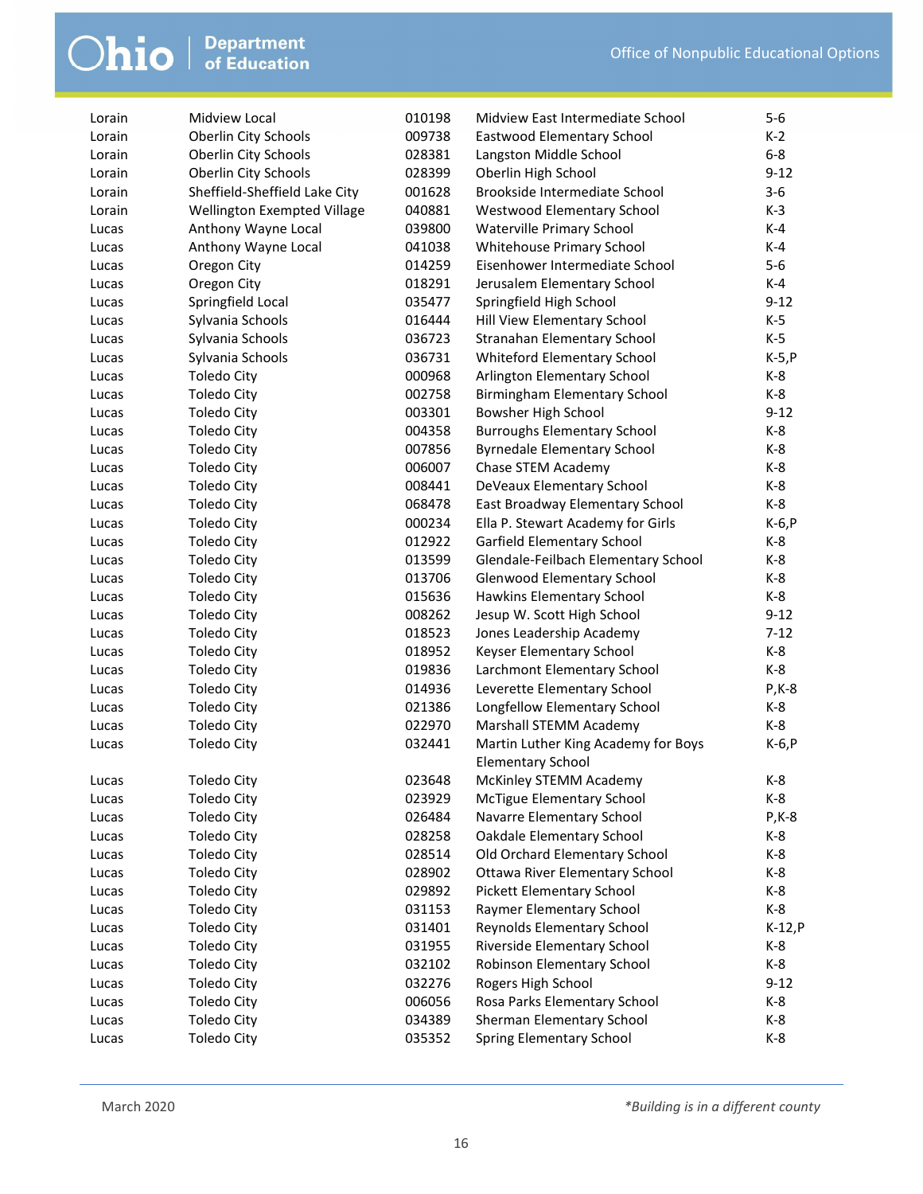| Lorain | Midview Local | 010198 | Midview East Intermediate School | 5-6 |
|---|---|---|---|---|
| Lorain | Oberlin City Schools | 009738 | Eastwood Elementary School | K-2 |
| Lorain | Oberlin City Schools | 028381 | Langston Middle School | 6-8 |
| Lorain | Oberlin City Schools | 028399 | Oberlin High School | 9-12 |
| Lorain | Sheffield-Sheffield Lake City | 001628 | Brookside Intermediate School | 3-6 |
| Lorain | Wellington Exempted Village | 040881 | Westwood Elementary School | K-3 |
| Lucas | Anthony Wayne Local | 039800 | Waterville Primary School | K-4 |
| Lucas | Anthony Wayne Local | 041038 | Whitehouse Primary School | K-4 |
| Lucas | Oregon City | 014259 | Eisenhower Intermediate School | 5-6 |
| Lucas | Oregon City | 018291 | Jerusalem Elementary School | K-4 |
| Lucas | Springfield Local | 035477 | Springfield High School | 9-12 |
| Lucas | Sylvania Schools | 016444 | Hill View Elementary School | K-5 |
| Lucas | Sylvania Schools | 036723 | Stranahan Elementary School | K-5 |
| Lucas | Sylvania Schools | 036731 | Whiteford Elementary School | K-5,P |
| Lucas | Toledo City | 000968 | Arlington Elementary School | K-8 |
| Lucas | Toledo City | 002758 | Birmingham Elementary School | K-8 |
| Lucas | Toledo City | 003301 | Bowsher High School | 9-12 |
| Lucas | Toledo City | 004358 | Burroughs Elementary School | K-8 |
| Lucas | Toledo City | 007856 | Byrnedale Elementary School | K-8 |
| Lucas | Toledo City | 006007 | Chase STEM Academy | K-8 |
| Lucas | Toledo City | 008441 | DeVeaux Elementary School | K-8 |
| Lucas | Toledo City | 068478 | East Broadway Elementary School | K-8 |
| Lucas | Toledo City | 000234 | Ella P. Stewart Academy for Girls | K-6,P |
| Lucas | Toledo City | 012922 | Garfield Elementary School | K-8 |
| Lucas | Toledo City | 013599 | Glendale-Feilbach Elementary School | K-8 |
| Lucas | Toledo City | 013706 | Glenwood Elementary School | K-8 |
| Lucas | Toledo City | 015636 | Hawkins Elementary School | K-8 |
| Lucas | Toledo City | 008262 | Jesup W. Scott High School | 9-12 |
| Lucas | Toledo City | 018523 | Jones Leadership Academy | 7-12 |
| Lucas | Toledo City | 018952 | Keyser Elementary School | K-8 |
| Lucas | Toledo City | 019836 | Larchmont Elementary School | K-8 |
| Lucas | Toledo City | 014936 | Leverette Elementary School | P,K-8 |
| Lucas | Toledo City | 021386 | Longfellow Elementary School | K-8 |
| Lucas | Toledo City | 022970 | Marshall STEMM Academy | K-8 |
| Lucas | Toledo City | 032441 | Martin Luther King Academy for Boys Elementary School | K-6,P |
| Lucas | Toledo City | 023648 | McKinley STEMM Academy | K-8 |
| Lucas | Toledo City | 023929 | McTigue Elementary School | K-8 |
| Lucas | Toledo City | 026484 | Navarre Elementary School | P,K-8 |
| Lucas | Toledo City | 028258 | Oakdale Elementary School | K-8 |
| Lucas | Toledo City | 028514 | Old Orchard Elementary School | K-8 |
| Lucas | Toledo City | 028902 | Ottawa River Elementary School | K-8 |
| Lucas | Toledo City | 029892 | Pickett Elementary School | K-8 |
| Lucas | Toledo City | 031153 | Raymer Elementary School | K-8 |
| Lucas | Toledo City | 031401 | Reynolds Elementary School | K-12,P |
| Lucas | Toledo City | 031955 | Riverside Elementary School | K-8 |
| Lucas | Toledo City | 032102 | Robinson Elementary School | K-8 |
| Lucas | Toledo City | 032276 | Rogers High School | 9-12 |
| Lucas | Toledo City | 006056 | Rosa Parks Elementary School | K-8 |
| Lucas | Toledo City | 034389 | Sherman Elementary School | K-8 |
| Lucas | Toledo City | 035352 | Spring Elementary School | K-8 |

March 2020

*Building is in a different county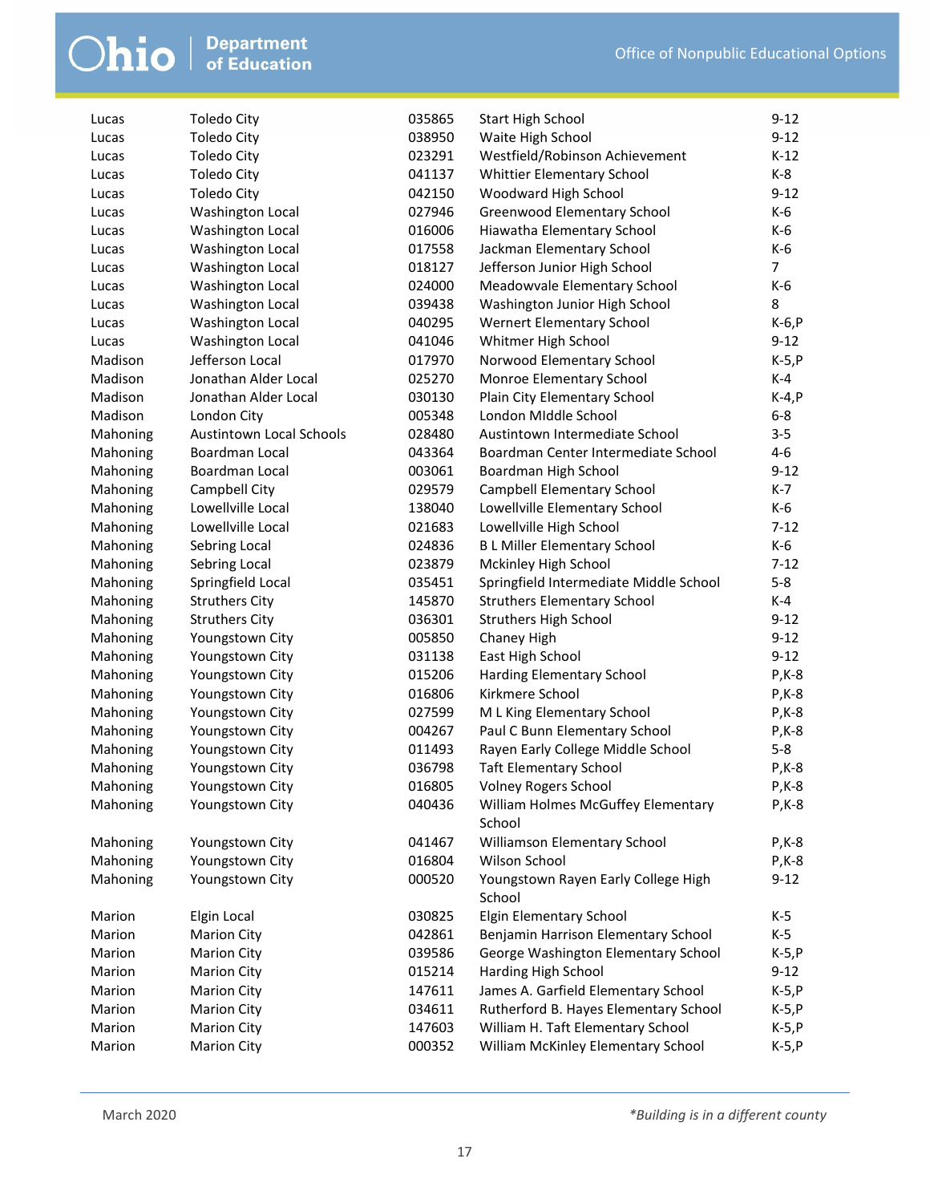| | | | | |
|---|---|---|---|---|
| Lucas | Toledo City | 035865 | Start High School | 9-12 |
| Lucas | Toledo City | 038950 | Waite High School | 9-12 |
| Lucas | Toledo City | 023291 | Westfield/Robinson Achievement | K-12 |
| Lucas | Toledo City | 041137 | Whittier Elementary School | K-8 |
| Lucas | Toledo City | 042150 | Woodward High School | 9-12 |
| Lucas | Washington Local | 027946 | Greenwood Elementary School | K-6 |
| Lucas | Washington Local | 016006 | Hiawatha Elementary School | K-6 |
| Lucas | Washington Local | 017558 | Jackman Elementary School | K-6 |
| Lucas | Washington Local | 018127 | Jefferson Junior High School | 7 |
| Lucas | Washington Local | 024000 | Meadowvale Elementary School | K-6 |
| Lucas | Washington Local | 039438 | Washington Junior High School | 8 |
| Lucas | Washington Local | 040295 | Wernert Elementary School | K-6,P |
| Lucas | Washington Local | 041046 | Whitmer High School | 9-12 |
| Madison | Jefferson Local | 017970 | Norwood Elementary School | K-5,P |
| Madison | Jonathan Alder Local | 025270 | Monroe Elementary School | K-4 |
| Madison | Jonathan Alder Local | 030130 | Plain City Elementary School | K-4,P |
| Madison | London City | 005348 | London MIddle School | 6-8 |
| Mahoning | Austintown Local Schools | 028480 | Austintown Intermediate School | 3-5 |
| Mahoning | Boardman Local | 043364 | Boardman Center Intermediate School | 4-6 |
| Mahoning | Boardman Local | 003061 | Boardman High School | 9-12 |
| Mahoning | Campbell City | 029579 | Campbell Elementary School | K-7 |
| Mahoning | Lowellville Local | 138040 | Lowellville Elementary School | K-6 |
| Mahoning | Lowellville Local | 021683 | Lowellville High School | 7-12 |
| Mahoning | Sebring Local | 024836 | B L Miller Elementary School | K-6 |
| Mahoning | Sebring Local | 023879 | Mckinley High School | 7-12 |
| Mahoning | Springfield Local | 035451 | Springfield Intermediate Middle School | 5-8 |
| Mahoning | Struthers City | 145870 | Struthers Elementary School | K-4 |
| Mahoning | Struthers City | 036301 | Struthers High School | 9-12 |
| Mahoning | Youngstown City | 005850 | Chaney High | 9-12 |
| Mahoning | Youngstown City | 031138 | East High School | 9-12 |
| Mahoning | Youngstown City | 015206 | Harding Elementary School | P,K-8 |
| Mahoning | Youngstown City | 016806 | Kirkmere School | P,K-8 |
| Mahoning | Youngstown City | 027599 | M L King Elementary School | P,K-8 |
| Mahoning | Youngstown City | 004267 | Paul C Bunn Elementary School | P,K-8 |
| Mahoning | Youngstown City | 011493 | Rayen Early College Middle School | 5-8 |
| Mahoning | Youngstown City | 036798 | Taft Elementary School | P,K-8 |
| Mahoning | Youngstown City | 016805 | Volney Rogers School | P,K-8 |
| Mahoning | Youngstown City | 040436 | William Holmes McGuffey Elementary School | P,K-8 |
| Mahoning | Youngstown City | 041467 | Williamson Elementary School | P,K-8 |
| Mahoning | Youngstown City | 016804 | Wilson School | P,K-8 |
| Mahoning | Youngstown City | 000520 | Youngstown Rayen Early College High School | 9-12 |
| Marion | Elgin Local | 030825 | Elgin Elementary School | K-5 |
| Marion | Marion City | 042861 | Benjamin Harrison Elementary School | K-5 |
| Marion | Marion City | 039586 | George Washington Elementary School | K-5,P |
| Marion | Marion City | 015214 | Harding High School | 9-12 |
| Marion | Marion City | 147611 | James A. Garfield Elementary School | K-5,P |
| Marion | Marion City | 034611 | Rutherford B. Hayes Elementary School | K-5,P |
| Marion | Marion City | 147603 | William H. Taft Elementary School | K-5,P |
| Marion | Marion City | 000352 | William McKinley Elementary School | K-5,P |

*Building is in a different county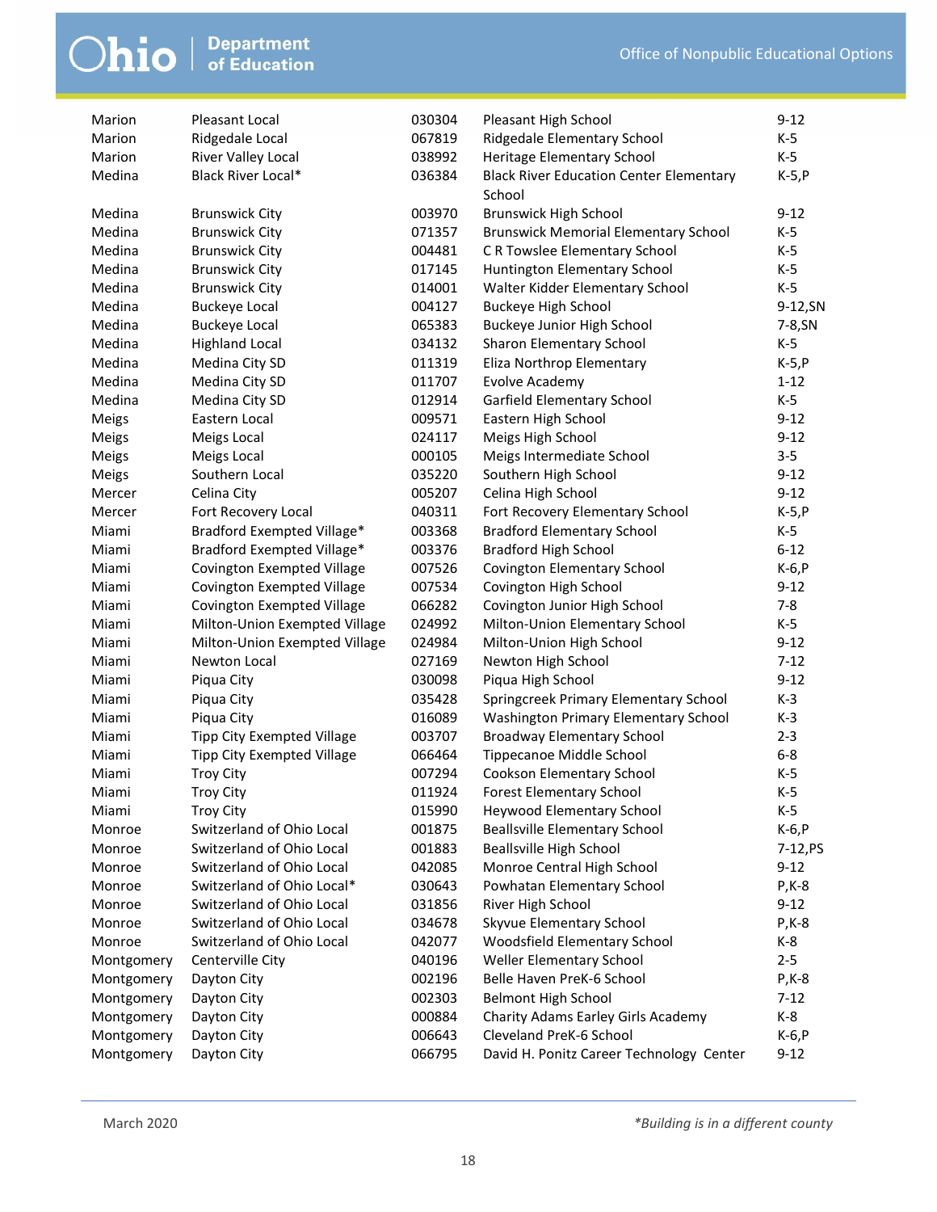| | | | | |
|---|---|---|---|---|
| Marion | Pleasant Local | 030304 | Pleasant High School | 9-12 |
| Marion | Ridgedale Local | 067819 | Ridgedale Elementary School | K-5 |
| Marion | River Valley Local | 038992 | Heritage Elementary School | K-5 |
| Medina | Black River Local* | 036384 | Black River Education Center Elementary School | K-5,P |
| Medina | Brunswick City | 003970 | Brunswick High School | 9-12 |
| Medina | Brunswick City | 071357 | Brunswick Memorial Elementary School | K-5 |
| Medina | Brunswick City | 004481 | C R Towslee Elementary School | K-5 |
| Medina | Brunswick City | 017145 | Huntington Elementary School | K-5 |
| Medina | Brunswick City | 014001 | Walter Kidder Elementary School | K-5 |
| Medina | Buckeye Local | 004127 | Buckeye High School | 9-12,SN |
| Medina | Buckeye Local | 065383 | Buckeye Junior High School | 7-8,SN |
| Medina | Highland Local | 034132 | Sharon Elementary School | K-5 |
| Medina | Medina City SD | 011319 | Eliza Northrop Elementary | K-5,P |
| Medina | Medina City SD | 011707 | Evolve Academy | 1-12 |
| Medina | Medina City SD | 012914 | Garfield Elementary School | K-5 |
| Meigs | Eastern Local | 009571 | Eastern High School | 9-12 |
| Meigs | Meigs Local | 024117 | Meigs High School | 9-12 |
| Meigs | Meigs Local | 000105 | Meigs Intermediate School | 3-5 |
| Meigs | Southern Local | 035220 | Southern High School | 9-12 |
| Mercer | Celina City | 005207 | Celina High School | 9-12 |
| Mercer | Fort Recovery Local | 040311 | Fort Recovery Elementary School | K-5,P |
| Miami | Bradford Exempted Village* | 003368 | Bradford Elementary School | K-5 |
| Miami | Bradford Exempted Village* | 003376 | Bradford High School | 6-12 |
| Miami | Covington Exempted Village | 007526 | Covington Elementary School | K-6,P |
| Miami | Covington Exempted Village | 007534 | Covington High School | 9-12 |
| Miami | Covington Exempted Village | 066282 | Covington Junior High School | 7-8 |
| Miami | Milton-Union Exempted Village | 024992 | Milton-Union Elementary School | K-5 |
| Miami | Milton-Union Exempted Village | 024984 | Milton-Union High School | 9-12 |
| Miami | Newton Local | 027169 | Newton High School | 7-12 |
| Miami | Piqua City | 030098 | Piqua High School | 9-12 |
| Miami | Piqua City | 035428 | Springcreek Primary Elementary School | K-3 |
| Miami | Piqua City | 016089 | Washington Primary Elementary School | K-3 |
| Miami | Tipp City Exempted Village | 003707 | Broadway Elementary School | 2-3 |
| Miami | Tipp City Exempted Village | 066464 | Tippecanoe Middle School | 6-8 |
| Miami | Troy City | 007294 | Cookson Elementary School | K-5 |
| Miami | Troy City | 011924 | Forest Elementary School | K-5 |
| Miami | Troy City | 015990 | Heywood Elementary School | K-5 |
| Monroe | Switzerland of Ohio Local | 001875 | Beallsville Elementary School | K-6,P |
| Monroe | Switzerland of Ohio Local | 001883 | Beallsville High School | 7-12,PS |
| Monroe | Switzerland of Ohio Local | 042085 | Monroe Central High School | 9-12 |
| Monroe | Switzerland of Ohio Local* | 030643 | Powhatan Elementary School | P,K-8 |
| Monroe | Switzerland of Ohio Local | 031856 | River High School | 9-12 |
| Monroe | Switzerland of Ohio Local | 034678 | Skyvue Elementary School | P,K-8 |
| Monroe | Switzerland of Ohio Local | 042077 | Woodsfield Elementary School | K-8 |
| Montgomery | Centerville City | 040196 | Weller Elementary School | 2-5 |
| Montgomery | Dayton City | 002196 | Belle Haven PreK-6 School | P,K-8 |
| Montgomery | Dayton City | 002303 | Belmont High School | 7-12 |
| Montgomery | Dayton City | 000884 | Charity Adams Earley Girls Academy | K-8 |
| Montgomery | Dayton City | 006643 | Cleveland PreK-6 School | K-6,P |
| Montgomery | Dayton City | 066795 | David H. Ponitz Career Technology Center | 9-12 |

March 2020

*Building is in a different county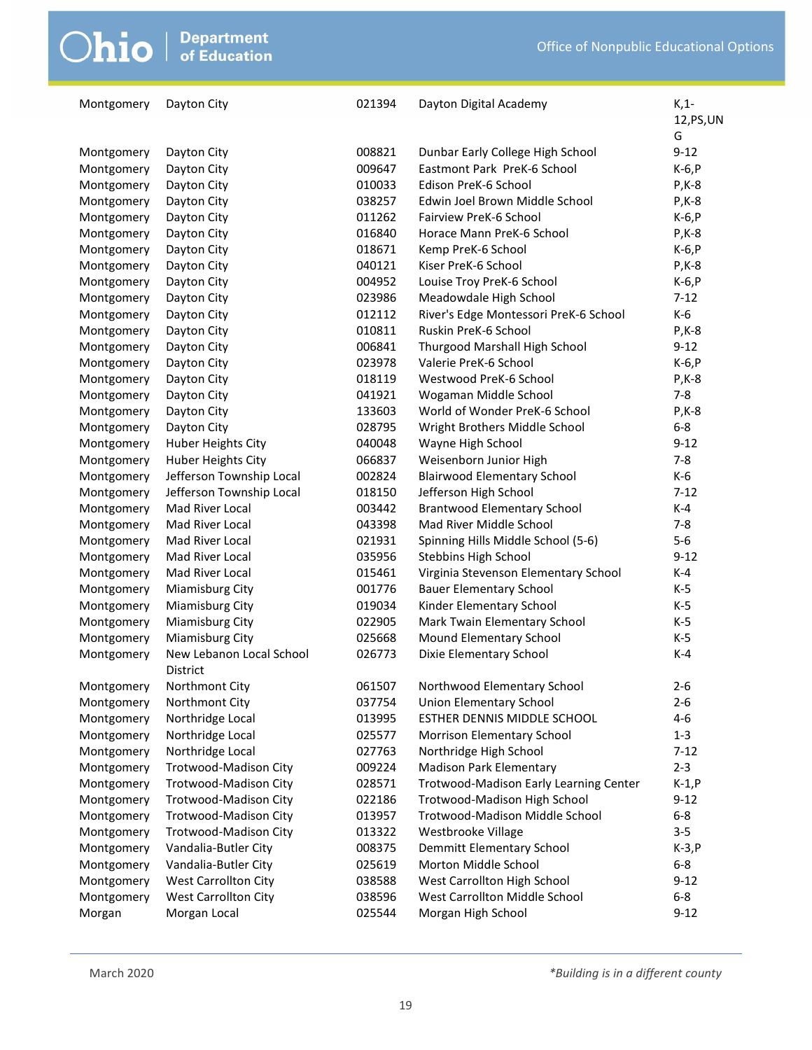| | | | | |
|---|---|---|---|---|
| Montgomery | Dayton City | 021394 | Dayton Digital Academy | K,1-12,PS,UNG |
| Montgomery | Dayton City | 008821 | Dunbar Early College High School | 9-12 |
| Montgomery | Dayton City | 009647 | Eastmont Park  PreK-6 School | K-6,P |
| Montgomery | Dayton City | 010033 | Edison PreK-6 School | P,K-8 |
| Montgomery | Dayton City | 038257 | Edwin Joel Brown Middle School | P,K-8 |
| Montgomery | Dayton City | 011262 | Fairview PreK-6 School | K-6,P |
| Montgomery | Dayton City | 016840 | Horace Mann PreK-6 School | P,K-8 |
| Montgomery | Dayton City | 018671 | Kemp PreK-6 School | K-6,P |
| Montgomery | Dayton City | 040121 | Kiser PreK-6 School | P,K-8 |
| Montgomery | Dayton City | 004952 | Louise Troy PreK-6 School | K-6,P |
| Montgomery | Dayton City | 023986 | Meadowdale High School | 7-12 |
| Montgomery | Dayton City | 012112 | River's Edge Montessori PreK-6 School | K-6 |
| Montgomery | Dayton City | 010811 | Ruskin PreK-6 School | P,K-8 |
| Montgomery | Dayton City | 006841 | Thurgood Marshall High School | 9-12 |
| Montgomery | Dayton City | 023978 | Valerie PreK-6 School | K-6,P |
| Montgomery | Dayton City | 018119 | Westwood PreK-6 School | P,K-8 |
| Montgomery | Dayton City | 041921 | Wogaman Middle School | 7-8 |
| Montgomery | Dayton City | 133603 | World of Wonder PreK-6 School | P,K-8 |
| Montgomery | Dayton City | 028795 | Wright Brothers Middle School | 6-8 |
| Montgomery | Huber Heights City | 040048 | Wayne High School | 9-12 |
| Montgomery | Huber Heights City | 066837 | Weisenborn Junior High | 7-8 |
| Montgomery | Jefferson Township Local | 002824 | Blairwood Elementary School | K-6 |
| Montgomery | Jefferson Township Local | 018150 | Jefferson High School | 7-12 |
| Montgomery | Mad River Local | 003442 | Brantwood Elementary School | K-4 |
| Montgomery | Mad River Local | 043398 | Mad River Middle School | 7-8 |
| Montgomery | Mad River Local | 021931 | Spinning Hills Middle School (5-6) | 5-6 |
| Montgomery | Mad River Local | 035956 | Stebbins High School | 9-12 |
| Montgomery | Mad River Local | 015461 | Virginia Stevenson Elementary School | K-4 |
| Montgomery | Miamisburg City | 001776 | Bauer Elementary School | K-5 |
| Montgomery | Miamisburg City | 019034 | Kinder Elementary School | K-5 |
| Montgomery | Miamisburg City | 022905 | Mark Twain Elementary School | K-5 |
| Montgomery | Miamisburg City | 025668 | Mound Elementary School | K-5 |
| Montgomery | New Lebanon Local School District | 026773 | Dixie Elementary School | K-4 |
| Montgomery | Northmont City | 061507 | Northwood Elementary School | 2-6 |
| Montgomery | Northmont City | 037754 | Union Elementary School | 2-6 |
| Montgomery | Northridge Local | 013995 | ESTHER DENNIS MIDDLE SCHOOL | 4-6 |
| Montgomery | Northridge Local | 025577 | Morrison Elementary School | 1-3 |
| Montgomery | Northridge Local | 027763 | Northridge High School | 7-12 |
| Montgomery | Trotwood-Madison City | 009224 | Madison Park Elementary | 2-3 |
| Montgomery | Trotwood-Madison City | 028571 | Trotwood-Madison Early Learning Center | K-1,P |
| Montgomery | Trotwood-Madison City | 022186 | Trotwood-Madison High School | 9-12 |
| Montgomery | Trotwood-Madison City | 013957 | Trotwood-Madison Middle School | 6-8 |
| Montgomery | Trotwood-Madison City | 013322 | Westbrooke Village | 3-5 |
| Montgomery | Vandalia-Butler City | 008375 | Demmitt Elementary School | K-3,P |
| Montgomery | Vandalia-Butler City | 025619 | Morton Middle School | 6-8 |
| Montgomery | West Carrollton City | 038588 | West Carrollton High School | 9-12 |
| Montgomery | West Carrollton City | 038596 | West Carrollton Middle School | 6-8 |
| Morgan | Morgan Local | 025544 | Morgan High School | 9-12 |

*Building is in a different county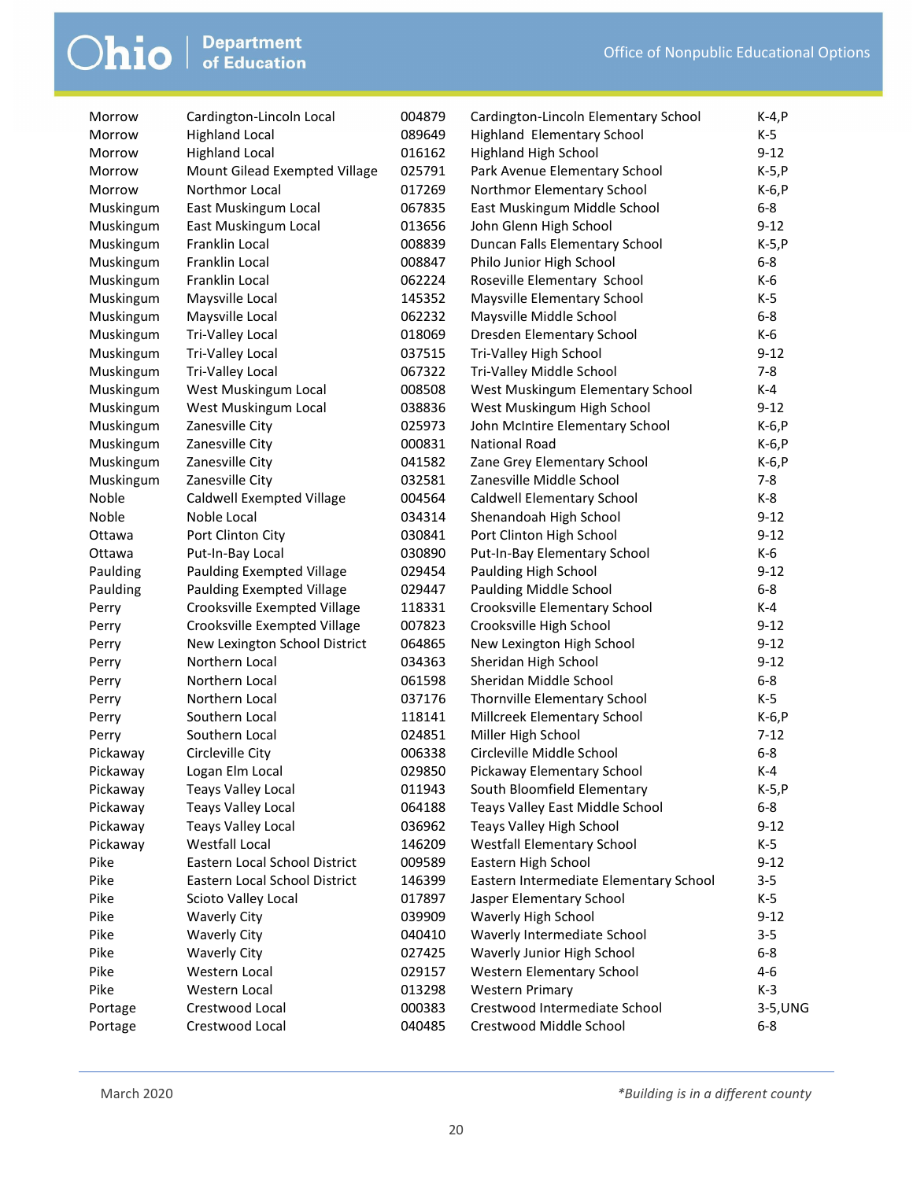| | | | | |
|---|---|---|---|---|
| Morrow | Cardington-Lincoln Local | 004879 | Cardington-Lincoln Elementary School | K-4,P |
| Morrow | Highland Local | 089649 | Highland Elementary School | K-5 |
| Morrow | Highland Local | 016162 | Highland High School | 9-12 |
| Morrow | Mount Gilead Exempted Village | 025791 | Park Avenue Elementary School | K-5,P |
| Morrow | Northmor Local | 017269 | Northmor Elementary School | K-6,P |
| Muskingum | East Muskingum Local | 067835 | East Muskingum Middle School | 6-8 |
| Muskingum | East Muskingum Local | 013656 | John Glenn High School | 9-12 |
| Muskingum | Franklin Local | 008839 | Duncan Falls Elementary School | K-5,P |
| Muskingum | Franklin Local | 008847 | Philo Junior High School | 6-8 |
| Muskingum | Franklin Local | 062224 | Roseville Elementary School | K-6 |
| Muskingum | Maysville Local | 145352 | Maysville Elementary School | K-5 |
| Muskingum | Maysville Local | 062232 | Maysville Middle School | 6-8 |
| Muskingum | Tri-Valley Local | 018069 | Dresden Elementary School | K-6 |
| Muskingum | Tri-Valley Local | 037515 | Tri-Valley High School | 9-12 |
| Muskingum | Tri-Valley Local | 067322 | Tri-Valley Middle School | 7-8 |
| Muskingum | West Muskingum Local | 008508 | West Muskingum Elementary School | K-4 |
| Muskingum | West Muskingum Local | 038836 | West Muskingum High School | 9-12 |
| Muskingum | Zanesville City | 025973 | John McIntire Elementary School | K-6,P |
| Muskingum | Zanesville City | 000831 | National Road | K-6,P |
| Muskingum | Zanesville City | 041582 | Zane Grey Elementary School | K-6,P |
| Muskingum | Zanesville City | 032581 | Zanesville Middle School | 7-8 |
| Noble | Caldwell Exempted Village | 004564 | Caldwell Elementary School | K-8 |
| Noble | Noble Local | 034314 | Shenandoah High School | 9-12 |
| Ottawa | Port Clinton City | 030841 | Port Clinton High School | 9-12 |
| Ottawa | Put-In-Bay Local | 030890 | Put-In-Bay Elementary School | K-6 |
| Paulding | Paulding Exempted Village | 029454 | Paulding High School | 9-12 |
| Paulding | Paulding Exempted Village | 029447 | Paulding Middle School | 6-8 |
| Perry | Crooksville Exempted Village | 118331 | Crooksville Elementary School | K-4 |
| Perry | Crooksville Exempted Village | 007823 | Crooksville High School | 9-12 |
| Perry | New Lexington School District | 064865 | New Lexington High School | 9-12 |
| Perry | Northern Local | 034363 | Sheridan High School | 9-12 |
| Perry | Northern Local | 061598 | Sheridan Middle School | 6-8 |
| Perry | Northern Local | 037176 | Thornville Elementary School | K-5 |
| Perry | Southern Local | 118141 | Millcreek Elementary School | K-6,P |
| Perry | Southern Local | 024851 | Miller High School | 7-12 |
| Pickaway | Circleville City | 006338 | Circleville Middle School | 6-8 |
| Pickaway | Logan Elm Local | 029850 | Pickaway Elementary School | K-4 |
| Pickaway | Teays Valley Local | 011943 | South Bloomfield Elementary | K-5,P |
| Pickaway | Teays Valley Local | 064188 | Teays Valley East Middle School | 6-8 |
| Pickaway | Teays Valley Local | 036962 | Teays Valley High School | 9-12 |
| Pickaway | Westfall Local | 146209 | Westfall Elementary School | K-5 |
| Pike | Eastern Local School District | 009589 | Eastern High School | 9-12 |
| Pike | Eastern Local School District | 146399 | Eastern Intermediate Elementary School | 3-5 |
| Pike | Scioto Valley Local | 017897 | Jasper Elementary School | K-5 |
| Pike | Waverly City | 039909 | Waverly High School | 9-12 |
| Pike | Waverly City | 040410 | Waverly Intermediate School | 3-5 |
| Pike | Waverly City | 027425 | Waverly Junior High School | 6-8 |
| Pike | Western Local | 029157 | Western Elementary School | 4-6 |
| Pike | Western Local | 013298 | Western Primary | K-3 |
| Portage | Crestwood Local | 000383 | Crestwood Intermediate School | 3-5,UNG |
| Portage | Crestwood Local | 040485 | Crestwood Middle School | 6-8 |

March 2020

*Building is in a different county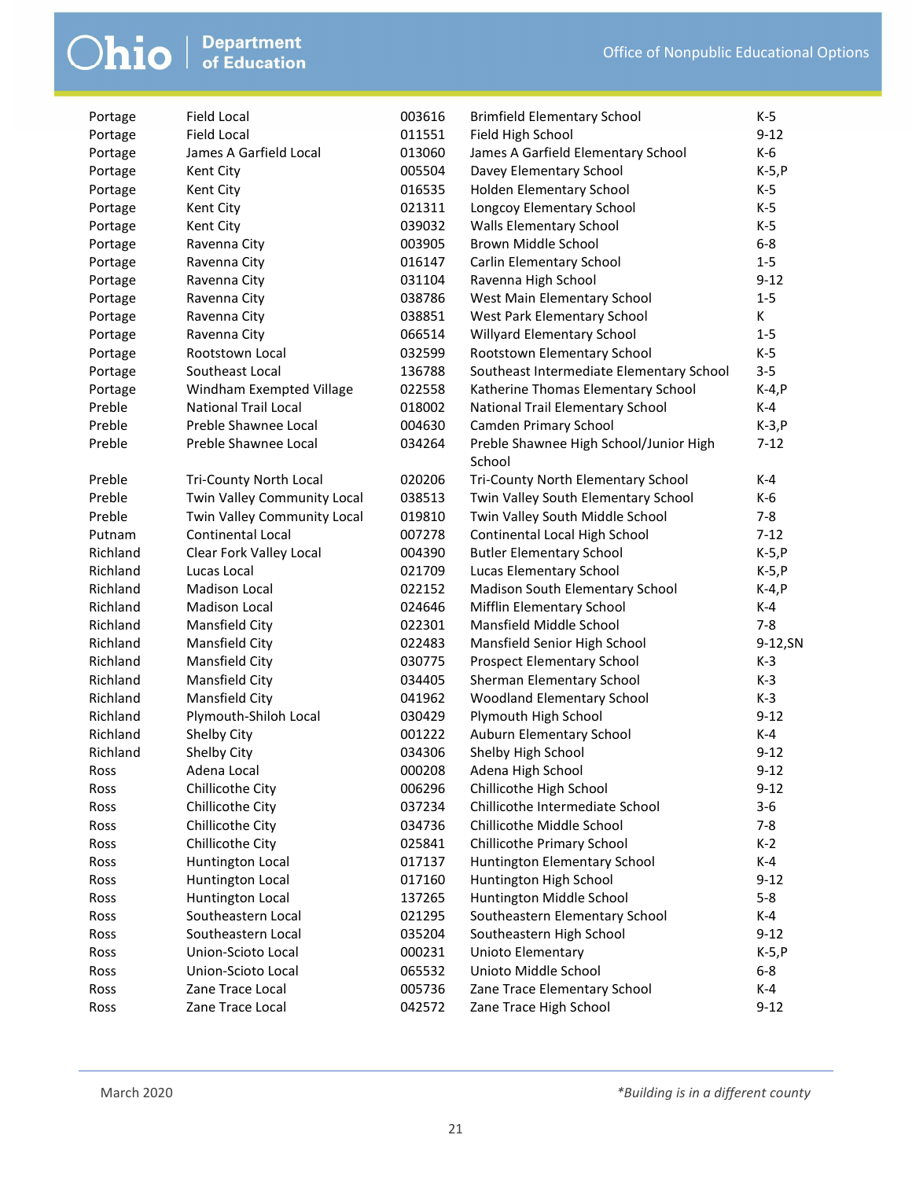| | | | | |
|---|---|---|---|---|
| Portage | Field Local | 003616 | Brimfield Elementary School | K-5 |
| Portage | Field Local | 011551 | Field High School | 9-12 |
| Portage | James A Garfield Local | 013060 | James A Garfield Elementary School | K-6 |
| Portage | Kent City | 005504 | Davey Elementary School | K-5,P |
| Portage | Kent City | 016535 | Holden Elementary School | K-5 |
| Portage | Kent City | 021311 | Longcoy Elementary School | K-5 |
| Portage | Kent City | 039032 | Walls Elementary School | K-5 |
| Portage | Ravenna City | 003905 | Brown Middle School | 6-8 |
| Portage | Ravenna City | 016147 | Carlin Elementary School | 1-5 |
| Portage | Ravenna City | 031104 | Ravenna High School | 9-12 |
| Portage | Ravenna City | 038786 | West Main Elementary School | 1-5 |
| Portage | Ravenna City | 038851 | West Park Elementary School | K |
| Portage | Ravenna City | 066514 | Willyard Elementary School | 1-5 |
| Portage | Rootstown Local | 032599 | Rootstown Elementary School | K-5 |
| Portage | Southeast Local | 136788 | Southeast Intermediate Elementary School | 3-5 |
| Portage | Windham Exempted Village | 022558 | Katherine Thomas Elementary School | K-4,P |
| Preble | National Trail Local | 018002 | National Trail Elementary School | K-4 |
| Preble | Preble Shawnee Local | 004630 | Camden Primary School | K-3,P |
| Preble | Preble Shawnee Local | 034264 | Preble Shawnee High School/Junior High School | 7-12 |
| Preble | Tri-County North Local | 020206 | Tri-County North Elementary School | K-4 |
| Preble | Twin Valley Community Local | 038513 | Twin Valley South Elementary School | K-6 |
| Preble | Twin Valley Community Local | 019810 | Twin Valley South Middle School | 7-8 |
| Putnam | Continental Local | 007278 | Continental Local High School | 7-12 |
| Richland | Clear Fork Valley Local | 004390 | Butler Elementary School | K-5,P |
| Richland | Lucas Local | 021709 | Lucas Elementary School | K-5,P |
| Richland | Madison Local | 022152 | Madison South Elementary School | K-4,P |
| Richland | Madison Local | 024646 | Mifflin Elementary School | K-4 |
| Richland | Mansfield City | 022301 | Mansfield Middle School | 7-8 |
| Richland | Mansfield City | 022483 | Mansfield Senior High School | 9-12,SN |
| Richland | Mansfield City | 030775 | Prospect Elementary School | K-3 |
| Richland | Mansfield City | 034405 | Sherman Elementary School | K-3 |
| Richland | Mansfield City | 041962 | Woodland Elementary School | K-3 |
| Richland | Plymouth-Shiloh Local | 030429 | Plymouth High School | 9-12 |
| Richland | Shelby City | 001222 | Auburn Elementary School | K-4 |
| Richland | Shelby City | 034306 | Shelby High School | 9-12 |
| Ross | Adena Local | 000208 | Adena High School | 9-12 |
| Ross | Chillicothe City | 006296 | Chillicothe High School | 9-12 |
| Ross | Chillicothe City | 037234 | Chillicothe Intermediate School | 3-6 |
| Ross | Chillicothe City | 034736 | Chillicothe Middle School | 7-8 |
| Ross | Chillicothe City | 025841 | Chillicothe Primary School | K-2 |
| Ross | Huntington Local | 017137 | Huntington Elementary School | K-4 |
| Ross | Huntington Local | 017160 | Huntington High School | 9-12 |
| Ross | Huntington Local | 137265 | Huntington Middle School | 5-8 |
| Ross | Southeastern Local | 021295 | Southeastern Elementary School | K-4 |
| Ross | Southeastern Local | 035204 | Southeastern High School | 9-12 |
| Ross | Union-Scioto Local | 000231 | Unioto Elementary | K-5,P |
| Ross | Union-Scioto Local | 065532 | Unioto Middle School | 6-8 |
| Ross | Zane Trace Local | 005736 | Zane Trace Elementary School | K-4 |
| Ross | Zane Trace Local | 042572 | Zane Trace High School | 9-12 |

March 2020

*Building is in a different county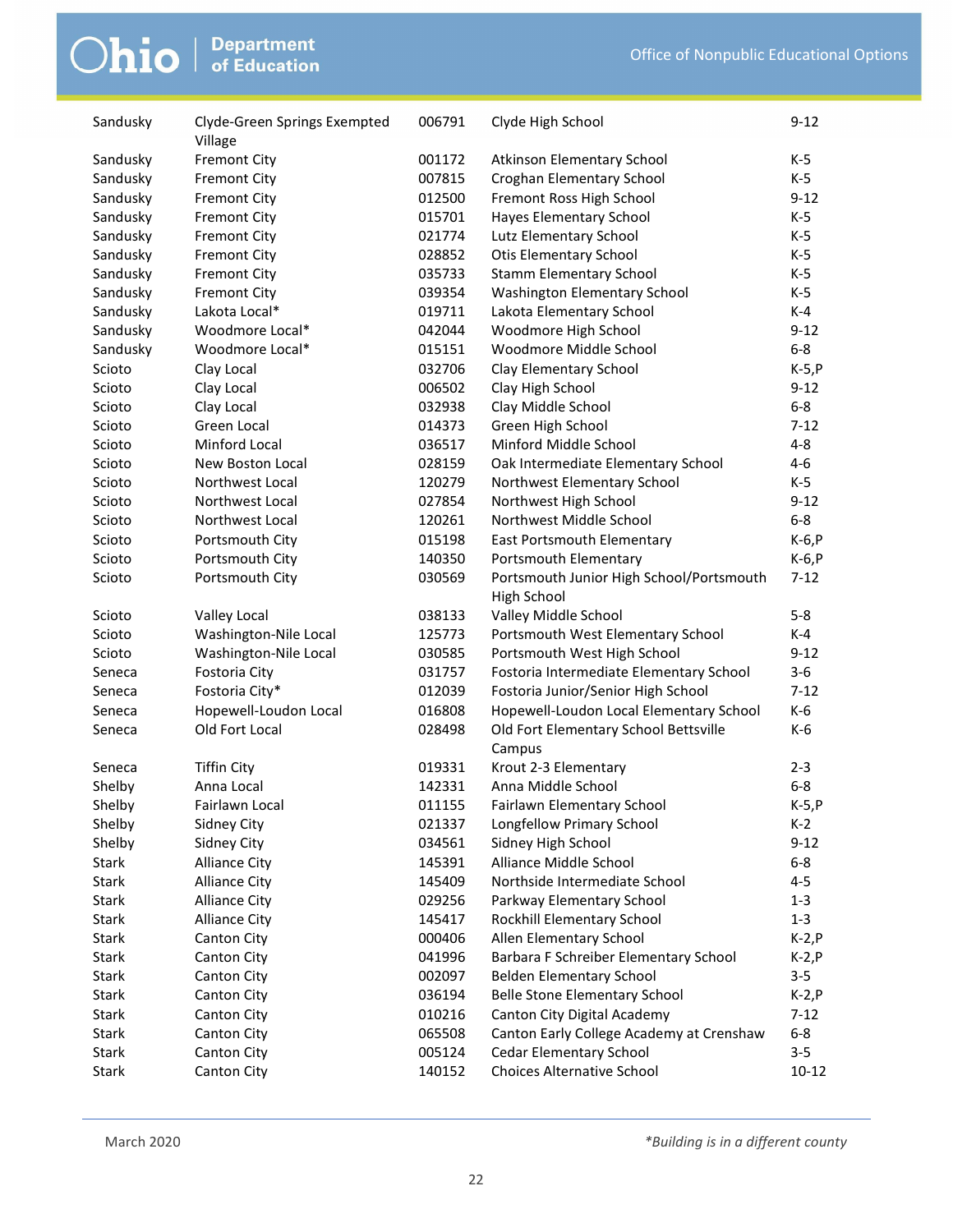| | | | | |
|---|---|---|---|---|
| Sandusky | Clyde-Green Springs Exempted Village | 006791 | Clyde High School | 9-12 |
| Sandusky | Fremont City | 001172 | Atkinson Elementary School | K-5 |
| Sandusky | Fremont City | 007815 | Croghan Elementary School | K-5 |
| Sandusky | Fremont City | 012500 | Fremont Ross High School | 9-12 |
| Sandusky | Fremont City | 015701 | Hayes Elementary School | K-5 |
| Sandusky | Fremont City | 021774 | Lutz Elementary School | K-5 |
| Sandusky | Fremont City | 028852 | Otis Elementary School | K-5 |
| Sandusky | Fremont City | 035733 | Stamm Elementary School | K-5 |
| Sandusky | Fremont City | 039354 | Washington Elementary School | K-5 |
| Sandusky | Lakota Local* | 019711 | Lakota Elementary School | K-4 |
| Sandusky | Woodmore Local* | 042044 | Woodmore High School | 9-12 |
| Sandusky | Woodmore Local* | 015151 | Woodmore Middle School | 6-8 |
| Scioto | Clay Local | 032706 | Clay Elementary School | K-5,P |
| Scioto | Clay Local | 006502 | Clay High School | 9-12 |
| Scioto | Clay Local | 032938 | Clay Middle School | 6-8 |
| Scioto | Green Local | 014373 | Green High School | 7-12 |
| Scioto | Minford Local | 036517 | Minford Middle School | 4-8 |
| Scioto | New Boston Local | 028159 | Oak Intermediate Elementary School | 4-6 |
| Scioto | Northwest Local | 120279 | Northwest Elementary School | K-5 |
| Scioto | Northwest Local | 027854 | Northwest High School | 9-12 |
| Scioto | Northwest Local | 120261 | Northwest Middle School | 6-8 |
| Scioto | Portsmouth City | 015198 | East Portsmouth Elementary | K-6,P |
| Scioto | Portsmouth City | 140350 | Portsmouth Elementary | K-6,P |
| Scioto | Portsmouth City | 030569 | Portsmouth Junior High School/Portsmouth High School | 7-12 |
| Scioto | Valley Local | 038133 | Valley Middle School | 5-8 |
| Scioto | Washington-Nile Local | 125773 | Portsmouth West Elementary School | K-4 |
| Scioto | Washington-Nile Local | 030585 | Portsmouth West High School | 9-12 |
| Seneca | Fostoria City | 031757 | Fostoria Intermediate Elementary School | 3-6 |
| Seneca | Fostoria City* | 012039 | Fostoria Junior/Senior High School | 7-12 |
| Seneca | Hopewell-Loudon Local | 016808 | Hopewell-Loudon Local Elementary School | K-6 |
| Seneca | Old Fort Local | 028498 | Old Fort Elementary School Bettsville Campus | K-6 |
| Seneca | Tiffin City | 019331 | Krout 2-3 Elementary | 2-3 |
| Shelby | Anna Local | 142331 | Anna Middle School | 6-8 |
| Shelby | Fairlawn Local | 011155 | Fairlawn Elementary School | K-5,P |
| Shelby | Sidney City | 021337 | Longfellow Primary School | K-2 |
| Shelby | Sidney City | 034561 | Sidney High School | 9-12 |
| Stark | Alliance City | 145391 | Alliance Middle School | 6-8 |
| Stark | Alliance City | 145409 | Northside Intermediate School | 4-5 |
| Stark | Alliance City | 029256 | Parkway Elementary School | 1-3 |
| Stark | Alliance City | 145417 | Rockhill Elementary School | 1-3 |
| Stark | Canton City | 000406 | Allen Elementary School | K-2,P |
| Stark | Canton City | 041996 | Barbara F Schreiber Elementary School | K-2,P |
| Stark | Canton City | 002097 | Belden Elementary School | 3-5 |
| Stark | Canton City | 036194 | Belle Stone Elementary School | K-2,P |
| Stark | Canton City | 010216 | Canton City Digital Academy | 7-12 |
| Stark | Canton City | 065508 | Canton Early College Academy at Crenshaw | 6-8 |
| Stark | Canton City | 005124 | Cedar Elementary School | 3-5 |
| Stark | Canton City | 140152 | Choices Alternative School | 10-12 |

March 2020

*Building is in a different county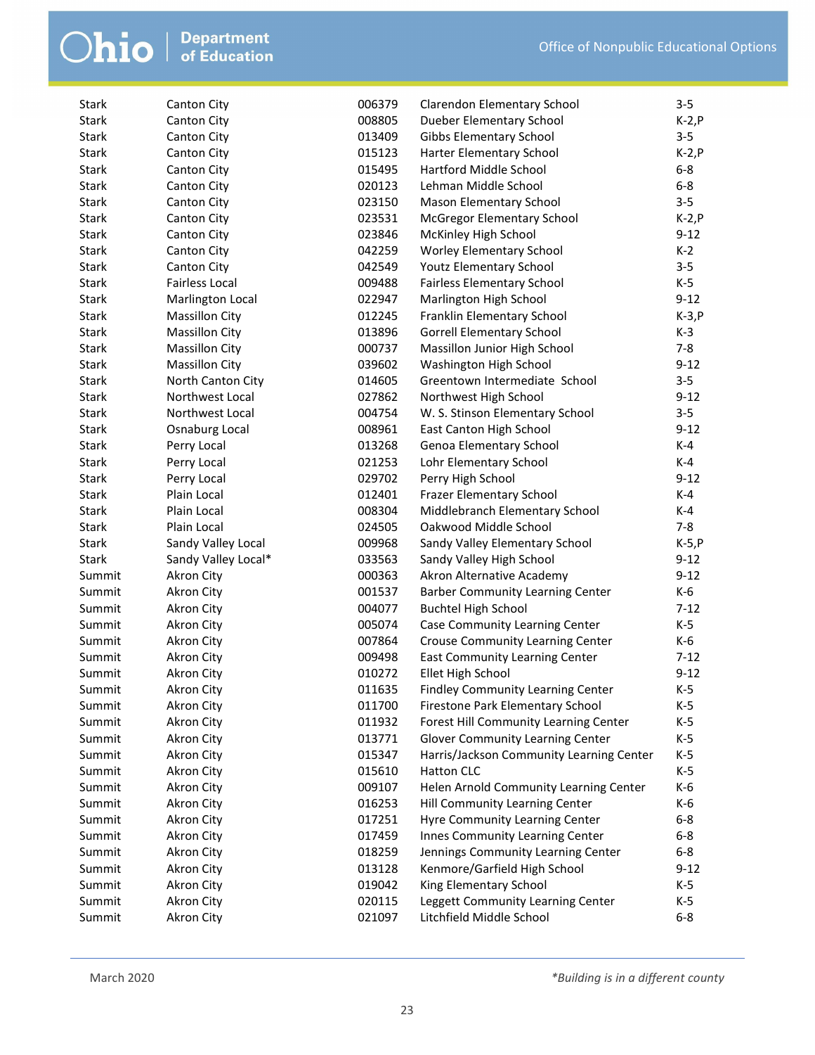| | | | | |
|---|---|---|---|---|
| Stark | Canton City | 006379 | Clarendon Elementary School | 3-5 |
| Stark | Canton City | 008805 | Dueber Elementary School | K-2,P |
| Stark | Canton City | 013409 | Gibbs Elementary School | 3-5 |
| Stark | Canton City | 015123 | Harter Elementary School | K-2,P |
| Stark | Canton City | 015495 | Hartford Middle School | 6-8 |
| Stark | Canton City | 020123 | Lehman Middle School | 6-8 |
| Stark | Canton City | 023150 | Mason Elementary School | 3-5 |
| Stark | Canton City | 023531 | McGregor Elementary School | K-2,P |
| Stark | Canton City | 023846 | McKinley High School | 9-12 |
| Stark | Canton City | 042259 | Worley Elementary School | K-2 |
| Stark | Canton City | 042549 | Youtz Elementary School | 3-5 |
| Stark | Fairless Local | 009488 | Fairless Elementary School | K-5 |
| Stark | Marlington Local | 022947 | Marlington High School | 9-12 |
| Stark | Massillon City | 012245 | Franklin Elementary School | K-3,P |
| Stark | Massillon City | 013896 | Gorrell Elementary School | K-3 |
| Stark | Massillon City | 000737 | Massillon Junior High School | 7-8 |
| Stark | Massillon City | 039602 | Washington High School | 9-12 |
| Stark | North Canton City | 014605 | Greentown Intermediate School | 3-5 |
| Stark | Northwest Local | 027862 | Northwest High School | 9-12 |
| Stark | Northwest Local | 004754 | W. S. Stinson Elementary School | 3-5 |
| Stark | Osnaburg Local | 008961 | East Canton High School | 9-12 |
| Stark | Perry Local | 013268 | Genoa Elementary School | K-4 |
| Stark | Perry Local | 021253 | Lohr Elementary School | K-4 |
| Stark | Perry Local | 029702 | Perry High School | 9-12 |
| Stark | Plain Local | 012401 | Frazer Elementary School | K-4 |
| Stark | Plain Local | 008304 | Middlebranch Elementary School | K-4 |
| Stark | Plain Local | 024505 | Oakwood Middle School | 7-8 |
| Stark | Sandy Valley Local | 009968 | Sandy Valley Elementary School | K-5,P |
| Stark | Sandy Valley Local* | 033563 | Sandy Valley High School | 9-12 |
| Summit | Akron City | 000363 | Akron Alternative Academy | 9-12 |
| Summit | Akron City | 001537 | Barber Community Learning Center | K-6 |
| Summit | Akron City | 004077 | Buchtel High School | 7-12 |
| Summit | Akron City | 005074 | Case Community Learning Center | K-5 |
| Summit | Akron City | 007864 | Crouse Community Learning Center | K-6 |
| Summit | Akron City | 009498 | East Community Learning Center | 7-12 |
| Summit | Akron City | 010272 | Ellet High School | 9-12 |
| Summit | Akron City | 011635 | Findley Community Learning Center | K-5 |
| Summit | Akron City | 011700 | Firestone Park Elementary School | K-5 |
| Summit | Akron City | 011932 | Forest Hill Community Learning Center | K-5 |
| Summit | Akron City | 013771 | Glover Community Learning Center | K-5 |
| Summit | Akron City | 015347 | Harris/Jackson Community Learning Center | K-5 |
| Summit | Akron City | 015610 | Hatton CLC | K-5 |
| Summit | Akron City | 009107 | Helen Arnold Community Learning Center | K-6 |
| Summit | Akron City | 016253 | Hill Community Learning Center | K-6 |
| Summit | Akron City | 017251 | Hyre Community Learning Center | 6-8 |
| Summit | Akron City | 017459 | Innes Community Learning Center | 6-8 |
| Summit | Akron City | 018259 | Jennings Community Learning Center | 6-8 |
| Summit | Akron City | 013128 | Kenmore/Garfield High School | 9-12 |
| Summit | Akron City | 019042 | King Elementary School | K-5 |
| Summit | Akron City | 020115 | Leggett Community Learning Center | K-5 |
| Summit | Akron City | 021097 | Litchfield Middle School | 6-8 |

March 2020

*\*Building is in a different county*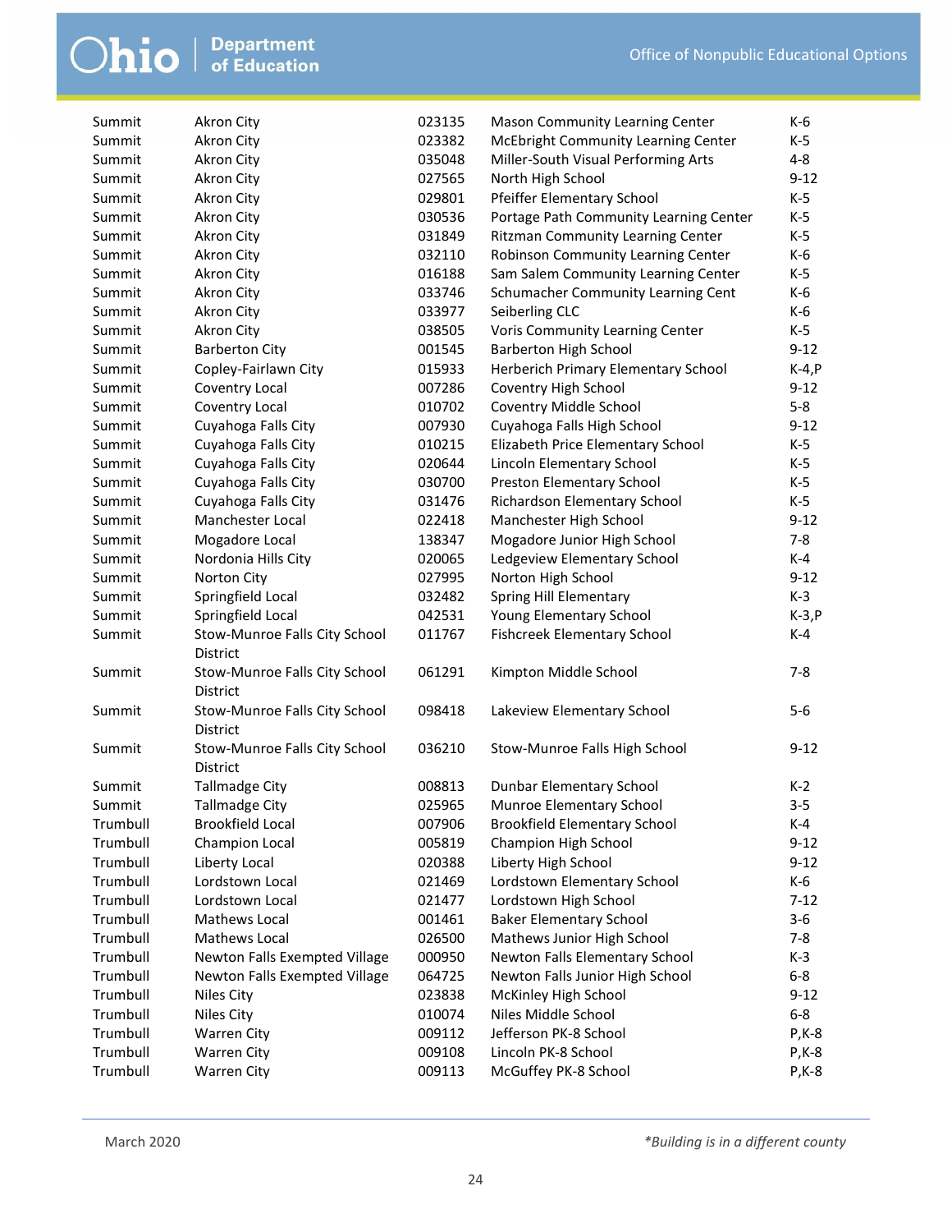| | | | | |
|---|---|---|---|---|
| Summit | Akron City | 023135 | Mason Community Learning Center | K-6 |
| Summit | Akron City | 023382 | McEbright Community Learning Center | K-5 |
| Summit | Akron City | 035048 | Miller-South Visual Performing Arts | 4-8 |
| Summit | Akron City | 027565 | North High School | 9-12 |
| Summit | Akron City | 029801 | Pfeiffer Elementary School | K-5 |
| Summit | Akron City | 030536 | Portage Path Community Learning Center | K-5 |
| Summit | Akron City | 031849 | Ritzman Community Learning Center | K-5 |
| Summit | Akron City | 032110 | Robinson Community Learning Center | K-6 |
| Summit | Akron City | 016188 | Sam Salem Community Learning Center | K-5 |
| Summit | Akron City | 033746 | Schumacher Community Learning Cent | K-6 |
| Summit | Akron City | 033977 | Seiberling CLC | K-6 |
| Summit | Akron City | 038505 | Voris Community Learning Center | K-5 |
| Summit | Barberton City | 001545 | Barberton High School | 9-12 |
| Summit | Copley-Fairlawn City | 015933 | Herberich Primary Elementary School | K-4,P |
| Summit | Coventry Local | 007286 | Coventry High School | 9-12 |
| Summit | Coventry Local | 010702 | Coventry Middle School | 5-8 |
| Summit | Cuyahoga Falls City | 007930 | Cuyahoga Falls High School | 9-12 |
| Summit | Cuyahoga Falls City | 010215 | Elizabeth Price Elementary School | K-5 |
| Summit | Cuyahoga Falls City | 020644 | Lincoln Elementary School | K-5 |
| Summit | Cuyahoga Falls City | 030700 | Preston Elementary School | K-5 |
| Summit | Cuyahoga Falls City | 031476 | Richardson Elementary School | K-5 |
| Summit | Manchester Local | 022418 | Manchester High School | 9-12 |
| Summit | Mogadore Local | 138347 | Mogadore Junior High School | 7-8 |
| Summit | Nordonia Hills City | 020065 | Ledgeview Elementary School | K-4 |
| Summit | Norton City | 027995 | Norton High School | 9-12 |
| Summit | Springfield Local | 032482 | Spring Hill Elementary | K-3 |
| Summit | Springfield Local | 042531 | Young Elementary School | K-3,P |
| Summit | Stow-Munroe Falls City School District | 011767 | Fishcreek Elementary School | K-4 |
| Summit | Stow-Munroe Falls City School District | 061291 | Kimpton Middle School | 7-8 |
| Summit | Stow-Munroe Falls City School District | 098418 | Lakeview Elementary School | 5-6 |
| Summit | Stow-Munroe Falls City School District | 036210 | Stow-Munroe Falls High School | 9-12 |
| Summit | Tallmadge City | 008813 | Dunbar Elementary School | K-2 |
| Summit | Tallmadge City | 025965 | Munroe Elementary School | 3-5 |
| Trumbull | Brookfield Local | 007906 | Brookfield Elementary School | K-4 |
| Trumbull | Champion Local | 005819 | Champion High School | 9-12 |
| Trumbull | Liberty Local | 020388 | Liberty High School | 9-12 |
| Trumbull | Lordstown Local | 021469 | Lordstown Elementary School | K-6 |
| Trumbull | Lordstown Local | 021477 | Lordstown High School | 7-12 |
| Trumbull | Mathews Local | 001461 | Baker Elementary School | 3-6 |
| Trumbull | Mathews Local | 026500 | Mathews Junior High School | 7-8 |
| Trumbull | Newton Falls Exempted Village | 000950 | Newton Falls Elementary School | K-3 |
| Trumbull | Newton Falls Exempted Village | 064725 | Newton Falls Junior High School | 6-8 |
| Trumbull | Niles City | 023838 | McKinley High School | 9-12 |
| Trumbull | Niles City | 010074 | Niles Middle School | 6-8 |
| Trumbull | Warren City | 009112 | Jefferson PK-8 School | P,K-8 |
| Trumbull | Warren City | 009108 | Lincoln PK-8 School | P,K-8 |
| Trumbull | Warren City | 009113 | McGuffey PK-8 School | P,K-8 |

*Building is in a different county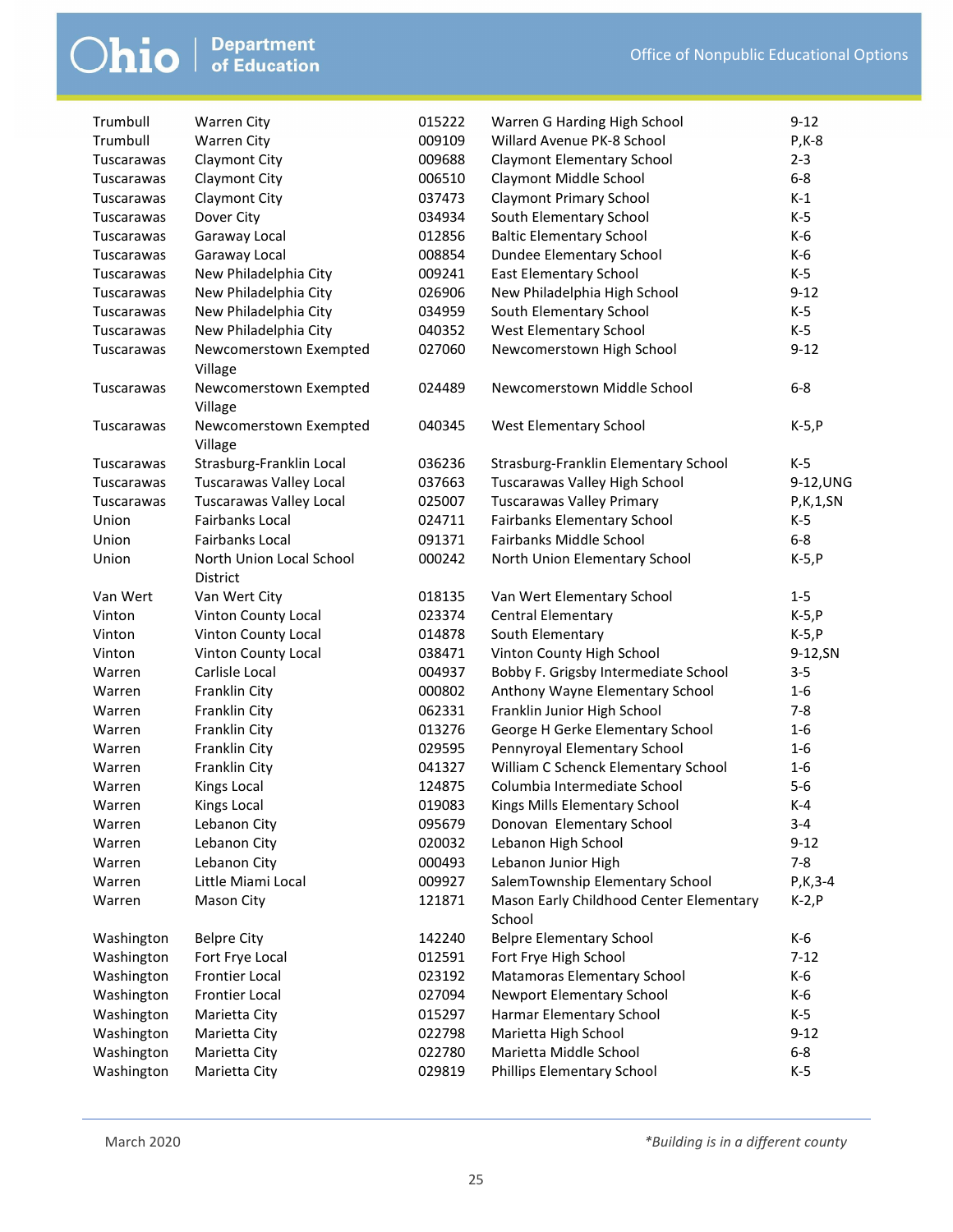| | | | | |
|---|---|---|---|---|
| Trumbull | Warren City | 015222 | Warren G Harding High School | 9-12 |
| Trumbull | Warren City | 009109 | Willard Avenue PK-8 School | P,K-8 |
| Tuscarawas | Claymont City | 009688 | Claymont Elementary School | 2-3 |
| Tuscarawas | Claymont City | 006510 | Claymont Middle School | 6-8 |
| Tuscarawas | Claymont City | 037473 | Claymont Primary School | K-1 |
| Tuscarawas | Dover City | 034934 | South Elementary School | K-5 |
| Tuscarawas | Garaway Local | 012856 | Baltic Elementary School | K-6 |
| Tuscarawas | Garaway Local | 008854 | Dundee Elementary School | K-6 |
| Tuscarawas | New Philadelphia City | 009241 | East Elementary School | K-5 |
| Tuscarawas | New Philadelphia City | 026906 | New Philadelphia High School | 9-12 |
| Tuscarawas | New Philadelphia City | 034959 | South Elementary School | K-5 |
| Tuscarawas | New Philadelphia City | 040352 | West Elementary School | K-5 |
| Tuscarawas | Newcomerstown Exempted Village | 027060 | Newcomerstown High School | 9-12 |
| Tuscarawas | Newcomerstown Exempted Village | 024489 | Newcomerstown Middle School | 6-8 |
| Tuscarawas | Newcomerstown Exempted Village | 040345 | West Elementary School | K-5,P |
| Tuscarawas | Strasburg-Franklin Local | 036236 | Strasburg-Franklin Elementary School | K-5 |
| Tuscarawas | Tuscarawas Valley Local | 037663 | Tuscarawas Valley High School | 9-12,UNG |
| Tuscarawas | Tuscarawas Valley Local | 025007 | Tuscarawas Valley Primary | P,K,1,SN |
| Union | Fairbanks Local | 024711 | Fairbanks Elementary School | K-5 |
| Union | Fairbanks Local | 091371 | Fairbanks Middle School | 6-8 |
| Union | North Union Local School District | 000242 | North Union Elementary School | K-5,P |
| Van Wert | Van Wert City | 018135 | Van Wert Elementary School | 1-5 |
| Vinton | Vinton County Local | 023374 | Central Elementary | K-5,P |
| Vinton | Vinton County Local | 014878 | South Elementary | K-5,P |
| Vinton | Vinton County Local | 038471 | Vinton County High School | 9-12,SN |
| Warren | Carlisle Local | 004937 | Bobby F. Grigsby Intermediate School | 3-5 |
| Warren | Franklin City | 000802 | Anthony Wayne Elementary School | 1-6 |
| Warren | Franklin City | 062331 | Franklin Junior High School | 7-8 |
| Warren | Franklin City | 013276 | George H Gerke Elementary School | 1-6 |
| Warren | Franklin City | 029595 | Pennyroyal Elementary School | 1-6 |
| Warren | Franklin City | 041327 | William C Schenck Elementary School | 1-6 |
| Warren | Kings Local | 124875 | Columbia Intermediate School | 5-6 |
| Warren | Kings Local | 019083 | Kings Mills Elementary School | K-4 |
| Warren | Lebanon City | 095679 | Donovan Elementary School | 3-4 |
| Warren | Lebanon City | 020032 | Lebanon High School | 9-12 |
| Warren | Lebanon City | 000493 | Lebanon Junior High | 7-8 |
| Warren | Little Miami Local | 009927 | SalemTownship Elementary School | P,K,3-4 |
| Warren | Mason City | 121871 | Mason Early Childhood Center Elementary School | K-2,P |
| Washington | Belpre City | 142240 | Belpre Elementary School | K-6 |
| Washington | Fort Frye Local | 012591 | Fort Frye High School | 7-12 |
| Washington | Frontier Local | 023192 | Matamoras Elementary School | K-6 |
| Washington | Frontier Local | 027094 | Newport Elementary School | K-6 |
| Washington | Marietta City | 015297 | Harmar Elementary School | K-5 |
| Washington | Marietta City | 022798 | Marietta High School | 9-12 |
| Washington | Marietta City | 022780 | Marietta Middle School | 6-8 |
| Washington | Marietta City | 029819 | Phillips Elementary School | K-5 |

March 2020

*Building is in a different county*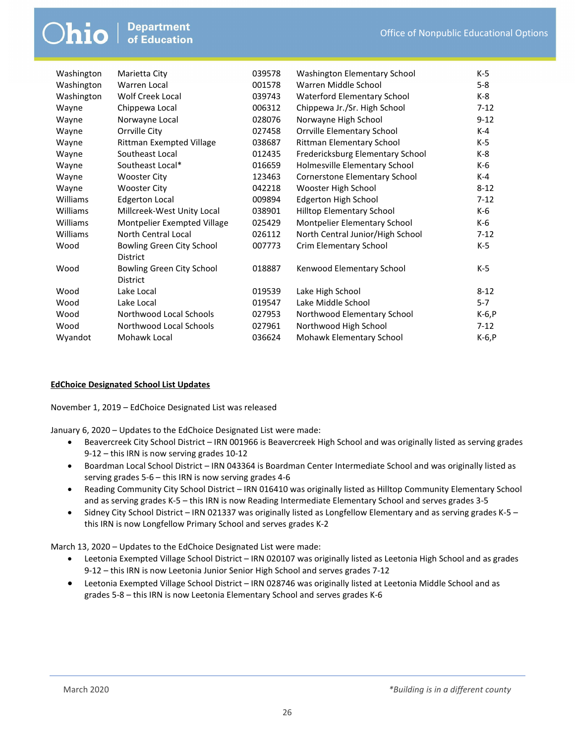| | | | | |
|---|---|---|---|---|
| Washington | Marietta City | 039578 | Washington Elementary School | K-5 |
| Washington | Warren Local | 001578 | Warren Middle School | 5-8 |
| Washington | Wolf Creek Local | 039743 | Waterford Elementary School | K-8 |
| Wayne | Chippewa Local | 006312 | Chippewa Jr./Sr. High School | 7-12 |
| Wayne | Norwayne Local | 028076 | Norwayne High School | 9-12 |
| Wayne | Orrville City | 027458 | Orrville Elementary School | K-4 |
| Wayne | Rittman Exempted Village | 038687 | Rittman Elementary School | K-5 |
| Wayne | Southeast Local | 012435 | Fredericksburg Elementary School | K-8 |
| Wayne | Southeast Local* | 016659 | Holmesville Elementary School | K-6 |
| Wayne | Wooster City | 123463 | Cornerstone Elementary School | K-4 |
| Wayne | Wooster City | 042218 | Wooster High School | 8-12 |
| Williams | Edgerton Local | 009894 | Edgerton High School | 7-12 |
| Williams | Millcreek-West Unity Local | 038901 | Hilltop Elementary School | K-6 |
| Williams | Montpelier Exempted Village | 025429 | Montpelier Elementary School | K-6 |
| Williams | North Central Local | 026112 | North Central Junior/High School | 7-12 |
| Wood | Bowling Green City School District | 007773 | Crim Elementary School | K-5 |
| Wood | Bowling Green City School District | 018887 | Kenwood Elementary School | K-5 |
| Wood | Lake Local | 019539 | Lake High School | 8-12 |
| Wood | Lake Local | 019547 | Lake Middle School | 5-7 |
| Wood | Northwood Local Schools | 027953 | Northwood Elementary School | K-6,P |
| Wood | Northwood Local Schools | 027961 | Northwood High School | 7-12 |
| Wyandot | Mohawk Local | 036624 | Mohawk Elementary School | K-6,P |

**EdChoice Designated School List Updates**

November 1, 2019 – EdChoice Designated List was released

January 6, 2020 – Updates to the EdChoice Designated List were made:

- Beavercreek City School District – IRN 001966 is Beavercreek High School and was originally listed as serving grades 9-12 – this IRN is now serving grades 10-12
- Boardman Local School District – IRN 043364 is Boardman Center Intermediate School and was originally listed as serving grades 5-6 – this IRN is now serving grades 4-6
- Reading Community City School District – IRN 016410 was originally listed as Hilltop Community Elementary School and as serving grades K-5 – this IRN is now Reading Intermediate Elementary School and serves grades 3-5
- Sidney City School District – IRN 021337 was originally listed as Longfellow Elementary and as serving grades K-5 – this IRN is now Longfellow Primary School and serves grades K-2

March 13, 2020 – Updates to the EdChoice Designated List were made:

- Leetonia Exempted Village School District – IRN 020107 was originally listed as Leetonia High School and as grades 9-12 – this IRN is now Leetonia Junior Senior High School and serves grades 7-12
- Leetonia Exempted Village School District – IRN 028746 was originally listed at Leetonia Middle School and as grades 5-8 – this IRN is now Leetonia Elementary School and serves grades K-6

*Building is in a different county